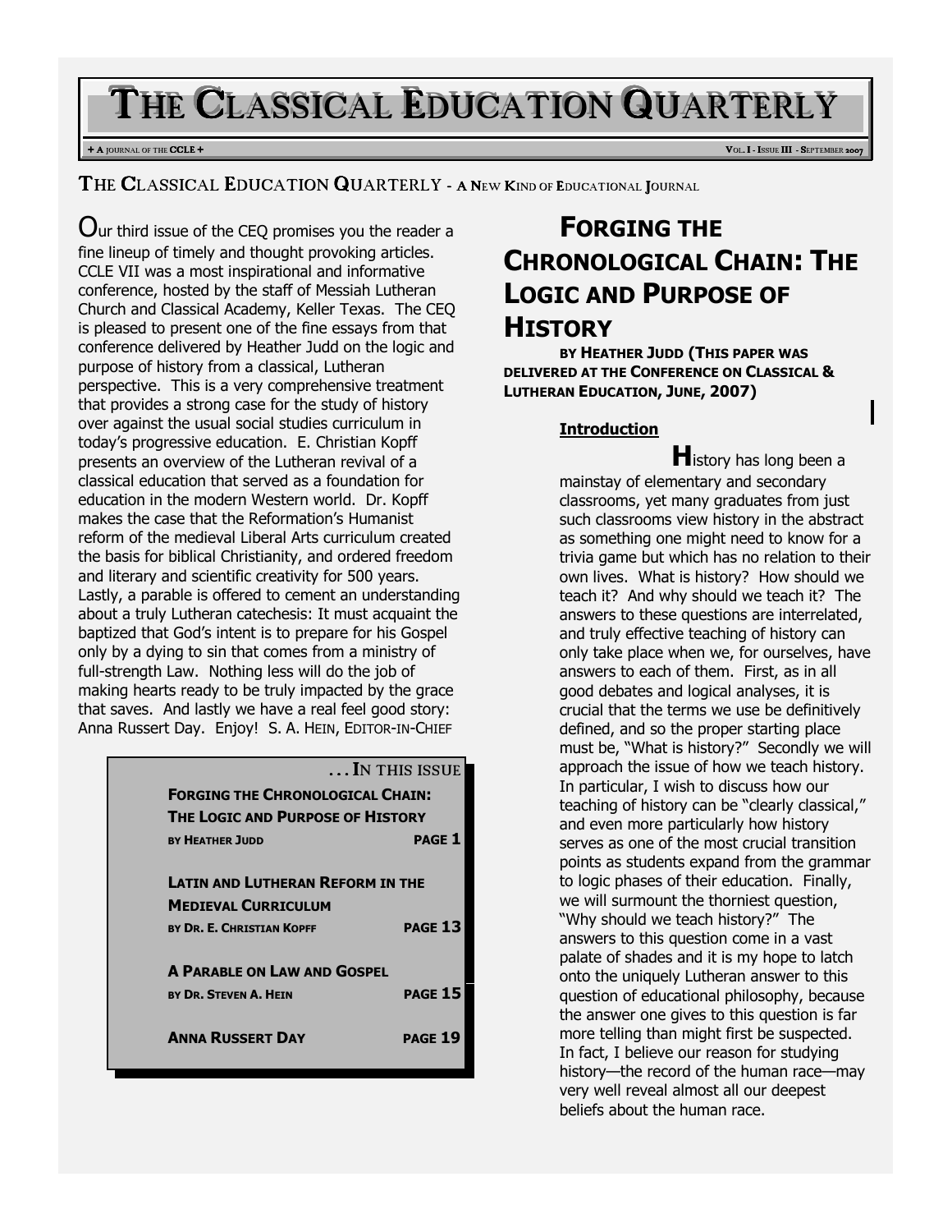# THE CLASSICAL EDUCATION QUARTERLY

+ A JOURNAL OF THE CCLE + VOL. I - ISSUE III - SEPTEMBER 2007

## THE CLASSICAL EDUCATION QUARTERLY - A NEW KIND OF EDUCATIONAL JOURNAL

Our third issue of the CEQ promises you the reader a fine lineup of timely and thought provoking articles. CCLE VII was a most inspirational and informative conference, hosted by the staff of Messiah Lutheran Church and Classical Academy, Keller Texas. The CEQ is pleased to present one of the fine essays from that conference delivered by Heather Judd on the logic and purpose of history from a classical, Lutheran perspective. This is a very comprehensive treatment that provides a strong case for the study of history over against the usual social studies curriculum in today's progressive education. E. Christian Kopff presents an overview of the Lutheran revival of a classical education that served as a foundation for education in the modern Western world. Dr. Kopff makes the case that the Reformation's Humanist reform of the medieval Liberal Arts curriculum created the basis for biblical Christianity, and ordered freedom and literary and scientific creativity for 500 years. Lastly, a parable is offered to cement an understanding about a truly Lutheran catechesis: It must acquaint the baptized that God's intent is to prepare for his Gospel only by a dying to sin that comes from a ministry of full-strength Law. Nothing less will do the job of making hearts ready to be truly impacted by the grace that saves. And lastly we have a real feel good story: Anna Russert Day. Enjoy! S. A. HEIN, EDITOR-IN-CHIEF

**. . . IN THIS ISSUE**

| | |
|---|---|
| **FORGING THE CHRONOLOGICAL CHAIN: THE LOGIC AND PURPOSE OF HISTORY** BY HEATHER JUDD | **PAGE 1** |
| **LATIN AND LUTHERAN REFORM IN THE MEDIEVAL CURRICULUM** BY DR. E. CHRISTIAN KOPFF | **PAGE 13** |
| **A PARABLE ON LAW AND GOSPEL** BY DR. STEVEN A. HEIN | **PAGE 15** |
| **ANNA RUSSERT DAY** | **PAGE 19** |

## FORGING THE CHRONOLOGICAL CHAIN: THE LOGIC AND PURPOSE OF HISTORY

**BY HEATHER JUDD (THIS PAPER WAS DELIVERED AT THE CONFERENCE ON CLASSICAL & LUTHERAN EDUCATION, JUNE, 2007)**

### Introduction

History has long been a mainstay of elementary and secondary classrooms, yet many graduates from just such classrooms view history in the abstract as something one might need to know for a trivia game but which has no relation to their own lives. What is history? How should we teach it? And why should we teach it? The answers to these questions are interrelated, and truly effective teaching of history can only take place when we, for ourselves, have answers to each of them. First, as in all good debates and logical analyses, it is crucial that the terms we use be definitively defined, and so the proper starting place must be, "What is history?" Secondly we will approach the issue of how we teach history. In particular, I wish to discuss how our teaching of history can be "clearly classical," and even more particularly how history serves as one of the most crucial transition points as students expand from the grammar to logic phases of their education. Finally, we will surmount the thorniest question, "Why should we teach history?" The answers to this question come in a vast palate of shades and it is my hope to latch onto the uniquely Lutheran answer to this question of educational philosophy, because the answer one gives to this question is far more telling than might first be suspected. In fact, I believe our reason for studying history—the record of the human race—may very well reveal almost all our deepest beliefs about the human race.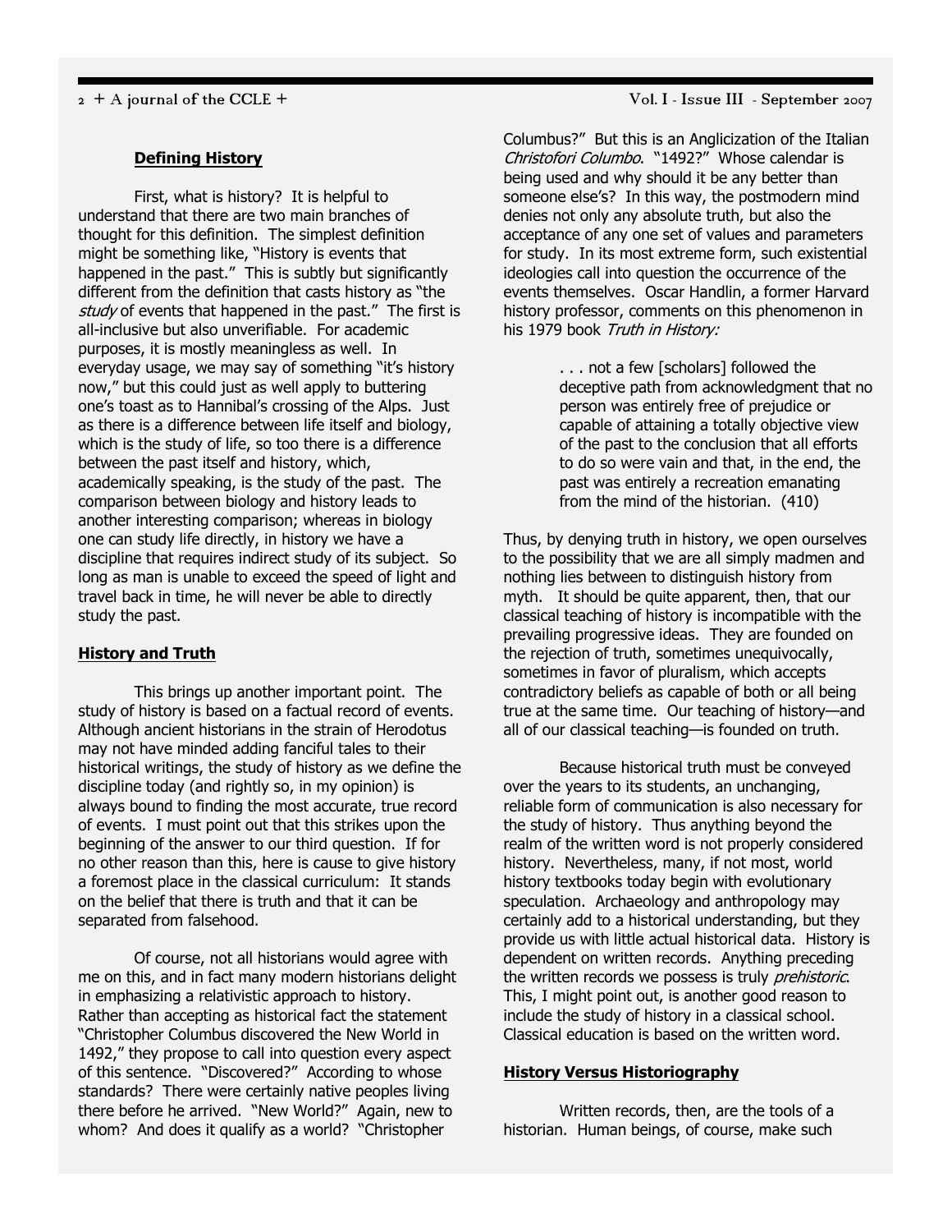## Defining History

First, what is history? It is helpful to understand that there are two main branches of thought for this definition. The simplest definition might be something like, "History is events that happened in the past." This is subtly but significantly different from the definition that casts history as "the *study* of events that happened in the past." The first is all-inclusive but also unverifiable. For academic purposes, it is mostly meaningless as well. In everyday usage, we may say of something "it's history now," but this could just as well apply to buttering one's toast as to Hannibal's crossing of the Alps. Just as there is a difference between life itself and biology, which is the study of life, so too there is a difference between the past itself and history, which, academically speaking, is the study of the past. The comparison between biology and history leads to another interesting comparison; whereas in biology one can study life directly, in history we have a discipline that requires indirect study of its subject. So long as man is unable to exceed the speed of light and travel back in time, he will never be able to directly study the past.

## History and Truth

This brings up another important point. The study of history is based on a factual record of events. Although ancient historians in the strain of Herodotus may not have minded adding fanciful tales to their historical writings, the study of history as we define the discipline today (and rightly so, in my opinion) is always bound to finding the most accurate, true record of events. I must point out that this strikes upon the beginning of the answer to our third question. If for no other reason than this, here is cause to give history a foremost place in the classical curriculum: It stands on the belief that there is truth and that it can be separated from falsehood.

Of course, not all historians would agree with me on this, and in fact many modern historians delight in emphasizing a relativistic approach to history. Rather than accepting as historical fact the statement "Christopher Columbus discovered the New World in 1492," they propose to call into question every aspect of this sentence. "Discovered?" According to whose standards? There were certainly native peoples living there before he arrived. "New World?" Again, new to whom? And does it qualify as a world? "Christopher Columbus?" But this is an Anglicization of the Italian *Christofori Columbo*. "1492?" Whose calendar is being used and why should it be any better than someone else's? In this way, the postmodern mind denies not only any absolute truth, but also the acceptance of any one set of values and parameters for study. In its most extreme form, such existential ideologies call into question the occurrence of the events themselves. Oscar Handlin, a former Harvard history professor, comments on this phenomenon in his 1979 book *Truth in History:*

> . . . not a few [scholars] followed the deceptive path from acknowledgment that no person was entirely free of prejudice or capable of attaining a totally objective view of the past to the conclusion that all efforts to do so were vain and that, in the end, the past was entirely a recreation emanating from the mind of the historian. (410)

Thus, by denying truth in history, we open ourselves to the possibility that we are all simply madmen and nothing lies between to distinguish history from myth. It should be quite apparent, then, that our classical teaching of history is incompatible with the prevailing progressive ideas. They are founded on the rejection of truth, sometimes unequivocally, sometimes in favor of pluralism, which accepts contradictory beliefs as capable of both or all being true at the same time. Our teaching of history—and all of our classical teaching—is founded on truth.

Because historical truth must be conveyed over the years to its students, an unchanging, reliable form of communication is also necessary for the study of history. Thus anything beyond the realm of the written word is not properly considered history. Nevertheless, many, if not most, world history textbooks today begin with evolutionary speculation. Archaeology and anthropology may certainly add to a historical understanding, but they provide us with little actual historical data. History is dependent on written records. Anything preceding the written records we possess is truly *prehistoric*. This, I might point out, is another good reason to include the study of history in a classical school. Classical education is based on the written word.

## History Versus Historiography

Written records, then, are the tools of a historian. Human beings, of course, make such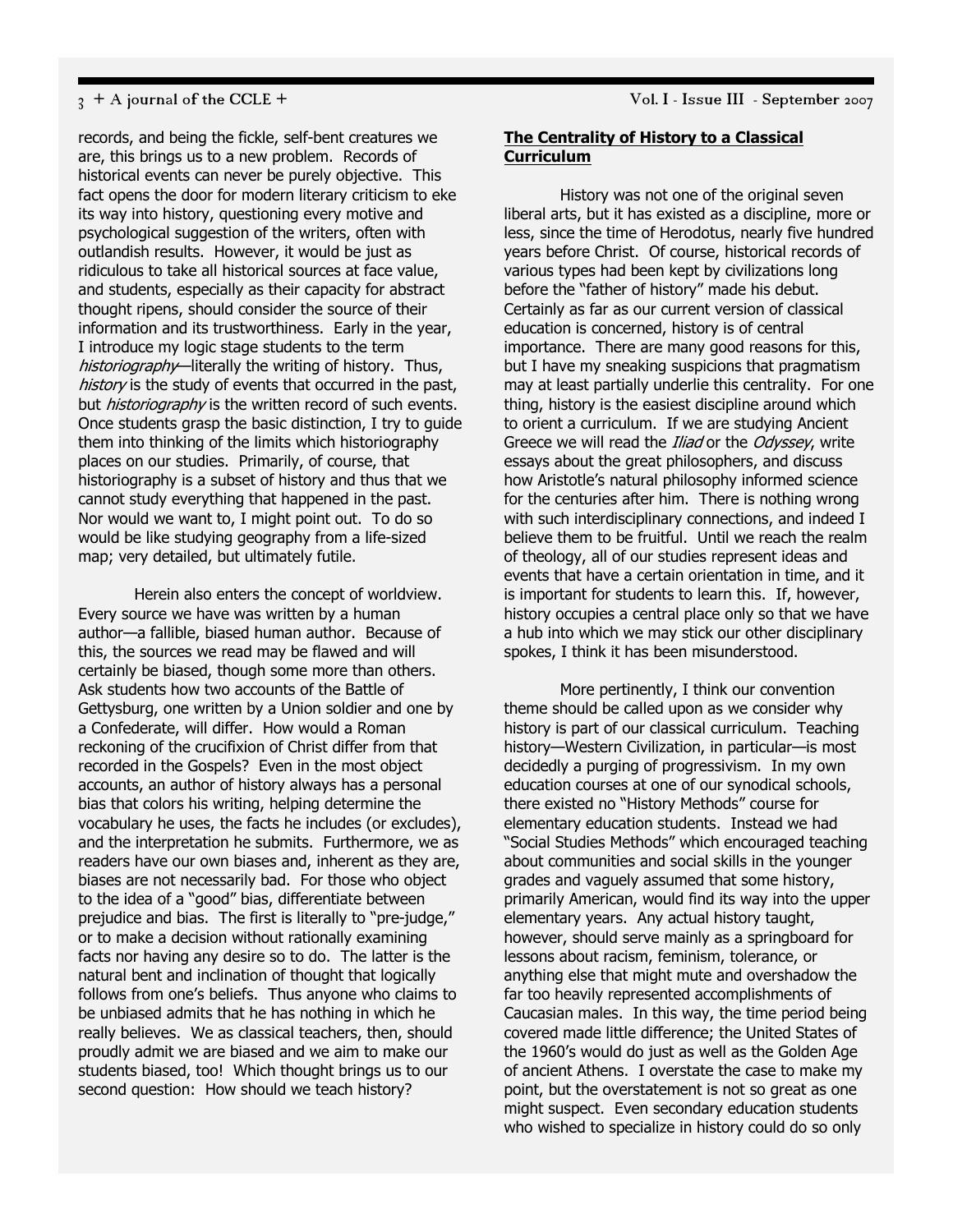records, and being the fickle, self-bent creatures we are, this brings us to a new problem. Records of historical events can never be purely objective. This fact opens the door for modern literary criticism to eke its way into history, questioning every motive and psychological suggestion of the writers, often with outlandish results. However, it would be just as ridiculous to take all historical sources at face value, and students, especially as their capacity for abstract thought ripens, should consider the source of their information and its trustworthiness. Early in the year, I introduce my logic stage students to the term *historiography*—literally the writing of history. Thus, *history* is the study of events that occurred in the past, but *historiography* is the written record of such events. Once students grasp the basic distinction, I try to guide them into thinking of the limits which historiography places on our studies. Primarily, of course, that historiography is a subset of history and thus that we cannot study everything that happened in the past. Nor would we want to, I might point out. To do so would be like studying geography from a life-sized map; very detailed, but ultimately futile.

Herein also enters the concept of worldview. Every source we have was written by a human author—a fallible, biased human author. Because of this, the sources we read may be flawed and will certainly be biased, though some more than others. Ask students how two accounts of the Battle of Gettysburg, one written by a Union soldier and one by a Confederate, will differ. How would a Roman reckoning of the crucifixion of Christ differ from that recorded in the Gospels? Even in the most object accounts, an author of history always has a personal bias that colors his writing, helping determine the vocabulary he uses, the facts he includes (or excludes), and the interpretation he submits. Furthermore, we as readers have our own biases and, inherent as they are, biases are not necessarily bad. For those who object to the idea of a "good" bias, differentiate between prejudice and bias. The first is literally to "pre-judge," or to make a decision without rationally examining facts nor having any desire so to do. The latter is the natural bent and inclination of thought that logically follows from one's beliefs. Thus anyone who claims to be unbiased admits that he has nothing in which he really believes. We as classical teachers, then, should proudly admit we are biased and we aim to make our students biased, too! Which thought brings us to our second question: How should we teach history?

## The Centrality of History to a Classical Curriculum

History was not one of the original seven liberal arts, but it has existed as a discipline, more or less, since the time of Herodotus, nearly five hundred years before Christ. Of course, historical records of various types had been kept by civilizations long before the "father of history" made his debut. Certainly as far as our current version of classical education is concerned, history is of central importance. There are many good reasons for this, but I have my sneaking suspicions that pragmatism may at least partially underlie this centrality. For one thing, history is the easiest discipline around which to orient a curriculum. If we are studying Ancient Greece we will read the *Iliad* or the *Odyssey*, write essays about the great philosophers, and discuss how Aristotle's natural philosophy informed science for the centuries after him. There is nothing wrong with such interdisciplinary connections, and indeed I believe them to be fruitful. Until we reach the realm of theology, all of our studies represent ideas and events that have a certain orientation in time, and it is important for students to learn this. If, however, history occupies a central place only so that we have a hub into which we may stick our other disciplinary spokes, I think it has been misunderstood.

More pertinently, I think our convention theme should be called upon as we consider why history is part of our classical curriculum. Teaching history—Western Civilization, in particular—is most decidedly a purging of progressivism. In my own education courses at one of our synodical schools, there existed no "History Methods" course for elementary education students. Instead we had "Social Studies Methods" which encouraged teaching about communities and social skills in the younger grades and vaguely assumed that some history, primarily American, would find its way into the upper elementary years. Any actual history taught, however, should serve mainly as a springboard for lessons about racism, feminism, tolerance, or anything else that might mute and overshadow the far too heavily represented accomplishments of Caucasian males. In this way, the time period being covered made little difference; the United States of the 1960's would do just as well as the Golden Age of ancient Athens. I overstate the case to make my point, but the overstatement is not so great as one might suspect. Even secondary education students who wished to specialize in history could do so only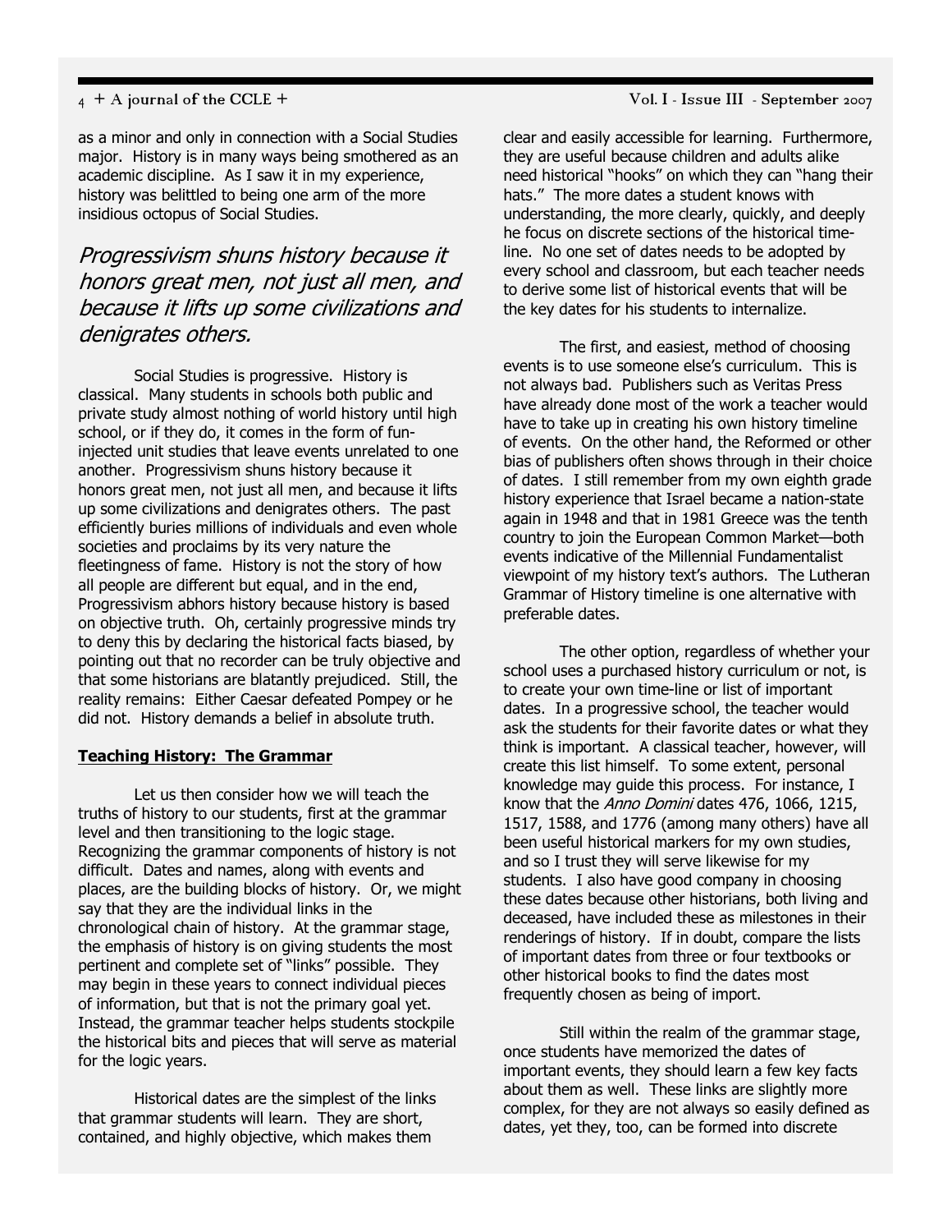as a minor and only in connection with a Social Studies major. History is in many ways being smothered as an academic discipline. As I saw it in my experience, history was belittled to being one arm of the more insidious octopus of Social Studies.

*Progressivism shuns history because it honors great men, not just all men, and because it lifts up some civilizations and denigrates others.*

Social Studies is progressive. History is classical. Many students in schools both public and private study almost nothing of world history until high school, or if they do, it comes in the form of fun-injected unit studies that leave events unrelated to one another. Progressivism shuns history because it honors great men, not just all men, and because it lifts up some civilizations and denigrates others. The past efficiently buries millions of individuals and even whole societies and proclaims by its very nature the fleetingness of fame. History is not the story of how all people are different but equal, and in the end, Progressivism abhors history because history is based on objective truth. Oh, certainly progressive minds try to deny this by declaring the historical facts biased, by pointing out that no recorder can be truly objective and that some historians are blatantly prejudiced. Still, the reality remains: Either Caesar defeated Pompey or he did not. History demands a belief in absolute truth.

**Teaching History: The Grammar**

Let us then consider how we will teach the truths of history to our students, first at the grammar level and then transitioning to the logic stage. Recognizing the grammar components of history is not difficult. Dates and names, along with events and places, are the building blocks of history. Or, we might say that they are the individual links in the chronological chain of history. At the grammar stage, the emphasis of history is on giving students the most pertinent and complete set of "links" possible. They may begin in these years to connect individual pieces of information, but that is not the primary goal yet. Instead, the grammar teacher helps students stockpile the historical bits and pieces that will serve as material for the logic years.

Historical dates are the simplest of the links that grammar students will learn. They are short, contained, and highly objective, which makes them clear and easily accessible for learning. Furthermore, they are useful because children and adults alike need historical "hooks" on which they can "hang their hats." The more dates a student knows with understanding, the more clearly, quickly, and deeply he focus on discrete sections of the historical time-line. No one set of dates needs to be adopted by every school and classroom, but each teacher needs to derive some list of historical events that will be the key dates for his students to internalize.

The first, and easiest, method of choosing events is to use someone else's curriculum. This is not always bad. Publishers such as Veritas Press have already done most of the work a teacher would have to take up in creating his own history timeline of events. On the other hand, the Reformed or other bias of publishers often shows through in their choice of dates. I still remember from my own eighth grade history experience that Israel became a nation-state again in 1948 and that in 1981 Greece was the tenth country to join the European Common Market—both events indicative of the Millennial Fundamentalist viewpoint of my history text's authors. The Lutheran Grammar of History timeline is one alternative with preferable dates.

The other option, regardless of whether your school uses a purchased history curriculum or not, is to create your own time-line or list of important dates. In a progressive school, the teacher would ask the students for their favorite dates or what they think is important. A classical teacher, however, will create this list himself. To some extent, personal knowledge may guide this process. For instance, I know that the *Anno Domini* dates 476, 1066, 1215, 1517, 1588, and 1776 (among many others) have all been useful historical markers for my own studies, and so I trust they will serve likewise for my students. I also have good company in choosing these dates because other historians, both living and deceased, have included these as milestones in their renderings of history. If in doubt, compare the lists of important dates from three or four textbooks or other historical books to find the dates most frequently chosen as being of import.

Still within the realm of the grammar stage, once students have memorized the dates of important events, they should learn a few key facts about them as well. These links are slightly more complex, for they are not always so easily defined as dates, yet they, too, can be formed into discrete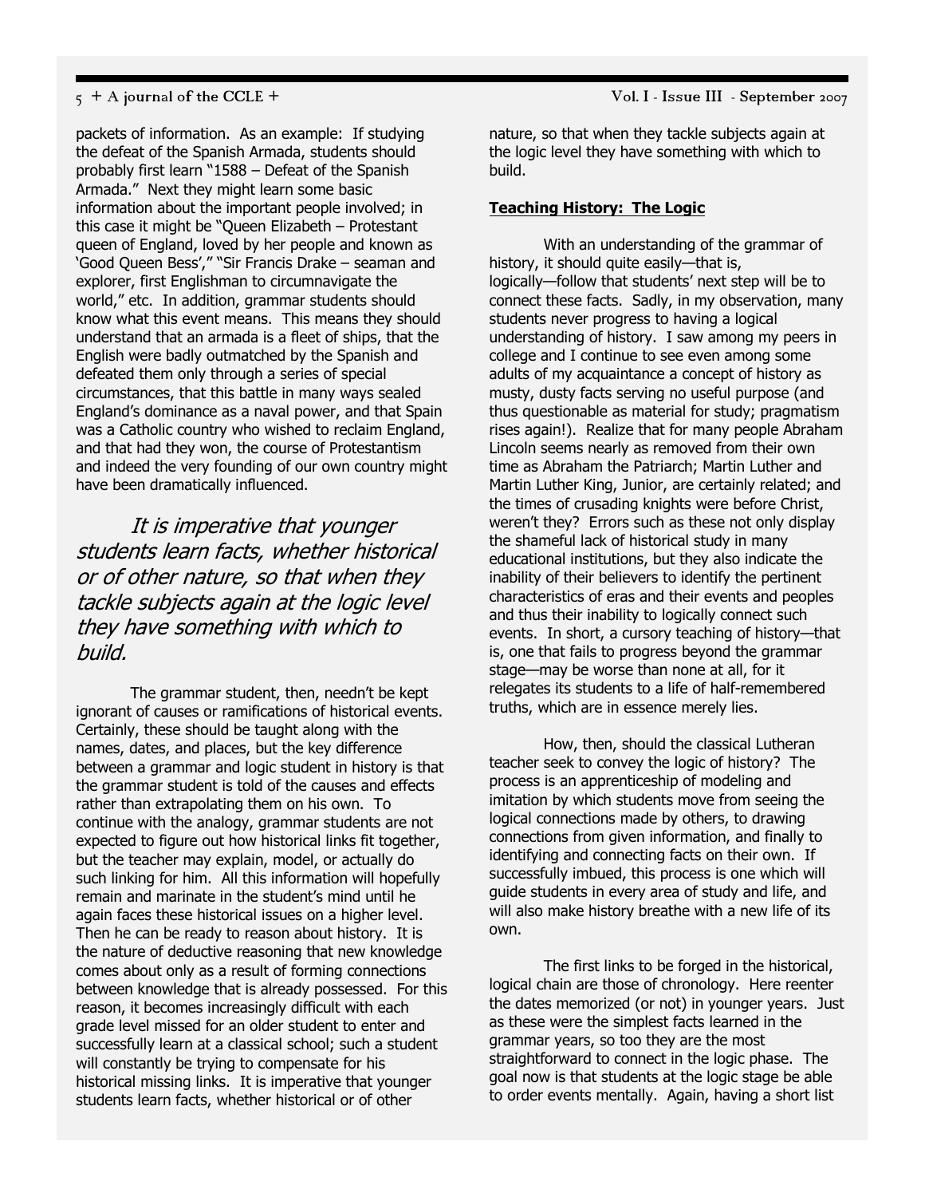packets of information. As an example: If studying the defeat of the Spanish Armada, students should probably first learn "1588 – Defeat of the Spanish Armada." Next they might learn some basic information about the important people involved; in this case it might be "Queen Elizabeth – Protestant queen of England, loved by her people and known as 'Good Queen Bess'," "Sir Francis Drake – seaman and explorer, first Englishman to circumnavigate the world," etc. In addition, grammar students should know what this event means. This means they should understand that an armada is a fleet of ships, that the English were badly outmatched by the Spanish and defeated them only through a series of special circumstances, that this battle in many ways sealed England's dominance as a naval power, and that Spain was a Catholic country who wished to reclaim England, and that had they won, the course of Protestantism and indeed the very founding of our own country might have been dramatically influenced.

*It is imperative that younger students learn facts, whether historical or of other nature, so that when they tackle subjects again at the logic level they have something with which to build.*

The grammar student, then, needn't be kept ignorant of causes or ramifications of historical events. Certainly, these should be taught along with the names, dates, and places, but the key difference between a grammar and logic student in history is that the grammar student is told of the causes and effects rather than extrapolating them on his own. To continue with the analogy, grammar students are not expected to figure out how historical links fit together, but the teacher may explain, model, or actually do such linking for him. All this information will hopefully remain and marinate in the student's mind until he again faces these historical issues on a higher level. Then he can be ready to reason about history. It is the nature of deductive reasoning that new knowledge comes about only as a result of forming connections between knowledge that is already possessed. For this reason, it becomes increasingly difficult with each grade level missed for an older student to enter and successfully learn at a classical school; such a student will constantly be trying to compensate for his historical missing links. It is imperative that younger students learn facts, whether historical or of other nature, so that when they tackle subjects again at the logic level they have something with which to build.

**Teaching History: The Logic**

With an understanding of the grammar of history, it should quite easily—that is, logically—follow that students' next step will be to connect these facts. Sadly, in my observation, many students never progress to having a logical understanding of history. I saw among my peers in college and I continue to see even among some adults of my acquaintance a concept of history as musty, dusty facts serving no useful purpose (and thus questionable as material for study; pragmatism rises again!). Realize that for many people Abraham Lincoln seems nearly as removed from their own time as Abraham the Patriarch; Martin Luther and Martin Luther King, Junior, are certainly related; and the times of crusading knights were before Christ, weren't they? Errors such as these not only display the shameful lack of historical study in many educational institutions, but they also indicate the inability of their believers to identify the pertinent characteristics of eras and their events and peoples and thus their inability to logically connect such events. In short, a cursory teaching of history—that is, one that fails to progress beyond the grammar stage—may be worse than none at all, for it relegates its students to a life of half-remembered truths, which are in essence merely lies.

How, then, should the classical Lutheran teacher seek to convey the logic of history? The process is an apprenticeship of modeling and imitation by which students move from seeing the logical connections made by others, to drawing connections from given information, and finally to identifying and connecting facts on their own. If successfully imbued, this process is one which will guide students in every area of study and life, and will also make history breathe with a new life of its own.

The first links to be forged in the historical, logical chain are those of chronology. Here reenter the dates memorized (or not) in younger years. Just as these were the simplest facts learned in the grammar years, so too they are the most straightforward to connect in the logic phase. The goal now is that students at the logic stage be able to order events mentally. Again, having a short list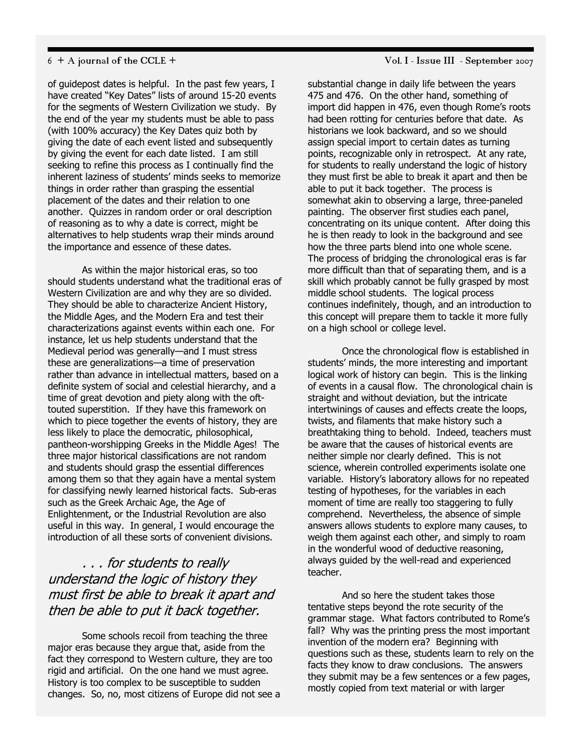of guidepost dates is helpful. In the past few years, I have created "Key Dates" lists of around 15-20 events for the segments of Western Civilization we study. By the end of the year my students must be able to pass (with 100% accuracy) the Key Dates quiz both by giving the date of each event listed and subsequently by giving the event for each date listed. I am still seeking to refine this process as I continually find the inherent laziness of students' minds seeks to memorize things in order rather than grasping the essential placement of the dates and their relation to one another. Quizzes in random order or oral description of reasoning as to why a date is correct, might be alternatives to help students wrap their minds around the importance and essence of these dates.

As within the major historical eras, so too should students understand what the traditional eras of Western Civilization are and why they are so divided. They should be able to characterize Ancient History, the Middle Ages, and the Modern Era and test their characterizations against events within each one. For instance, let us help students understand that the Medieval period was generally—and I must stress these are generalizations—a time of preservation rather than advance in intellectual matters, based on a definite system of social and celestial hierarchy, and a time of great devotion and piety along with the oft-touted superstition. If they have this framework on which to piece together the events of history, they are less likely to place the democratic, philosophical, pantheon-worshipping Greeks in the Middle Ages! The three major historical classifications are not random and students should grasp the essential differences among them so that they again have a mental system for classifying newly learned historical facts. Sub-eras such as the Greek Archaic Age, the Age of Enlightenment, or the Industrial Revolution are also useful in this way. In general, I would encourage the introduction of all these sorts of convenient divisions.

*. . . for students to really understand the logic of history they must first be able to break it apart and then be able to put it back together.*

Some schools recoil from teaching the three major eras because they argue that, aside from the fact they correspond to Western culture, they are too rigid and artificial. On the one hand we must agree. History is too complex to be susceptible to sudden changes. So, no, most citizens of Europe did not see a substantial change in daily life between the years 475 and 476. On the other hand, something of import did happen in 476, even though Rome's roots had been rotting for centuries before that date. As historians we look backward, and so we should assign special import to certain dates as turning points, recognizable only in retrospect. At any rate, for students to really understand the logic of history they must first be able to break it apart and then be able to put it back together. The process is somewhat akin to observing a large, three-paneled painting. The observer first studies each panel, concentrating on its unique content. After doing this he is then ready to look in the background and see how the three parts blend into one whole scene. The process of bridging the chronological eras is far more difficult than that of separating them, and is a skill which probably cannot be fully grasped by most middle school students. The logical process continues indefinitely, though, and an introduction to this concept will prepare them to tackle it more fully on a high school or college level.

Once the chronological flow is established in students' minds, the more interesting and important logical work of history can begin. This is the linking of events in a causal flow. The chronological chain is straight and without deviation, but the intricate intertwinings of causes and effects create the loops, twists, and filaments that make history such a breathtaking thing to behold. Indeed, teachers must be aware that the causes of historical events are neither simple nor clearly defined. This is not science, wherein controlled experiments isolate one variable. History's laboratory allows for no repeated testing of hypotheses, for the variables in each moment of time are really too staggering to fully comprehend. Nevertheless, the absence of simple answers allows students to explore many causes, to weigh them against each other, and simply to roam in the wonderful wood of deductive reasoning, always guided by the well-read and experienced teacher.

And so here the student takes those tentative steps beyond the rote security of the grammar stage. What factors contributed to Rome's fall? Why was the printing press the most important invention of the modern era? Beginning with questions such as these, students learn to rely on the facts they know to draw conclusions. The answers they submit may be a few sentences or a few pages, mostly copied from text material or with larger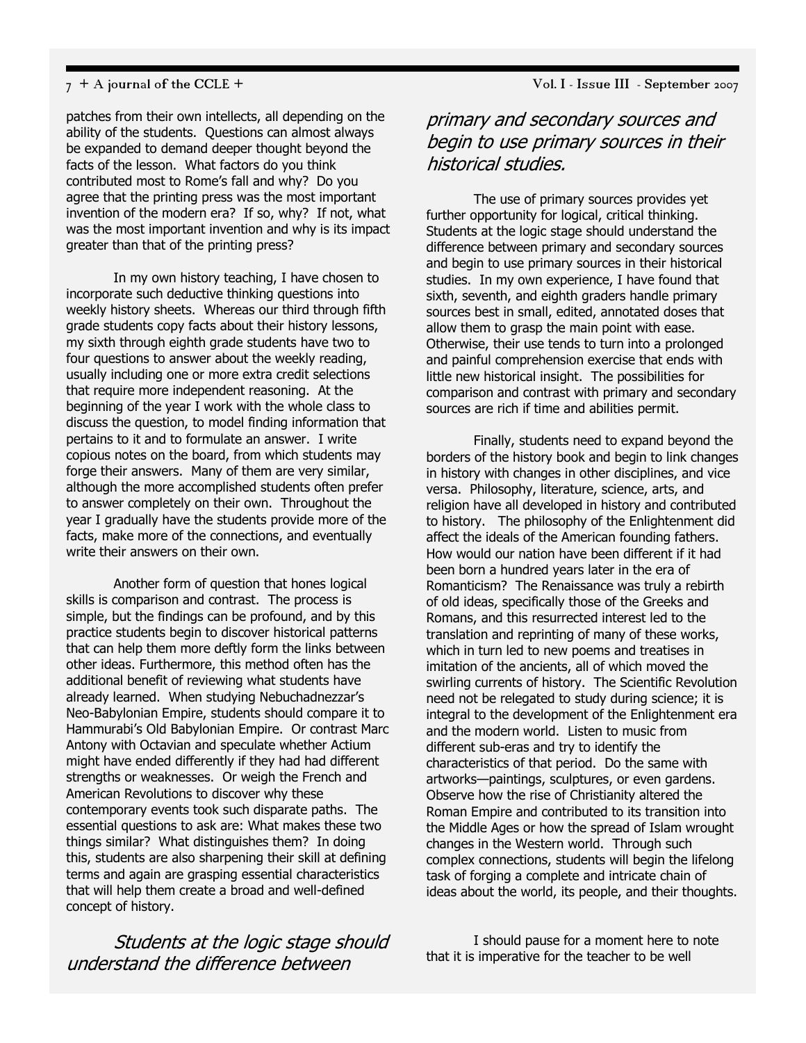patches from their own intellects, all depending on the ability of the students. Questions can almost always be expanded to demand deeper thought beyond the facts of the lesson. What factors do you think contributed most to Rome's fall and why? Do you agree that the printing press was the most important invention of the modern era? If so, why? If not, what was the most important invention and why is its impact greater than that of the printing press?

In my own history teaching, I have chosen to incorporate such deductive thinking questions into weekly history sheets. Whereas our third through fifth grade students copy facts about their history lessons, my sixth through eighth grade students have two to four questions to answer about the weekly reading, usually including one or more extra credit selections that require more independent reasoning. At the beginning of the year I work with the whole class to discuss the question, to model finding information that pertains to it and to formulate an answer. I write copious notes on the board, from which students may forge their answers. Many of them are very similar, although the more accomplished students often prefer to answer completely on their own. Throughout the year I gradually have the students provide more of the facts, make more of the connections, and eventually write their answers on their own.

Another form of question that hones logical skills is comparison and contrast. The process is simple, but the findings can be profound, and by this practice students begin to discover historical patterns that can help them more deftly form the links between other ideas. Furthermore, this method often has the additional benefit of reviewing what students have already learned. When studying Nebuchadnezzar's Neo-Babylonian Empire, students should compare it to Hammurabi's Old Babylonian Empire. Or contrast Marc Antony with Octavian and speculate whether Actium might have ended differently if they had had different strengths or weaknesses. Or weigh the French and American Revolutions to discover why these contemporary events took such disparate paths. The essential questions to ask are: What makes these two things similar? What distinguishes them? In doing this, students are also sharpening their skill at defining terms and again are grasping essential characteristics that will help them create a broad and well-defined concept of history.

*Students at the logic stage should understand the difference between primary and secondary sources and begin to use primary sources in their historical studies.*

The use of primary sources provides yet further opportunity for logical, critical thinking. Students at the logic stage should understand the difference between primary and secondary sources and begin to use primary sources in their historical studies. In my own experience, I have found that sixth, seventh, and eighth graders handle primary sources best in small, edited, annotated doses that allow them to grasp the main point with ease. Otherwise, their use tends to turn into a prolonged and painful comprehension exercise that ends with little new historical insight. The possibilities for comparison and contrast with primary and secondary sources are rich if time and abilities permit.

Finally, students need to expand beyond the borders of the history book and begin to link changes in history with changes in other disciplines, and vice versa. Philosophy, literature, science, arts, and religion have all developed in history and contributed to history. The philosophy of the Enlightenment did affect the ideals of the American founding fathers. How would our nation have been different if it had been born a hundred years later in the era of Romanticism? The Renaissance was truly a rebirth of old ideas, specifically those of the Greeks and Romans, and this resurrected interest led to the translation and reprinting of many of these works, which in turn led to new poems and treatises in imitation of the ancients, all of which moved the swirling currents of history. The Scientific Revolution need not be relegated to study during science; it is integral to the development of the Enlightenment era and the modern world. Listen to music from different sub-eras and try to identify the characteristics of that period. Do the same with artworks—paintings, sculptures, or even gardens. Observe how the rise of Christianity altered the Roman Empire and contributed to its transition into the Middle Ages or how the spread of Islam wrought changes in the Western world. Through such complex connections, students will begin the lifelong task of forging a complete and intricate chain of ideas about the world, its people, and their thoughts.

I should pause for a moment here to note that it is imperative for the teacher to be well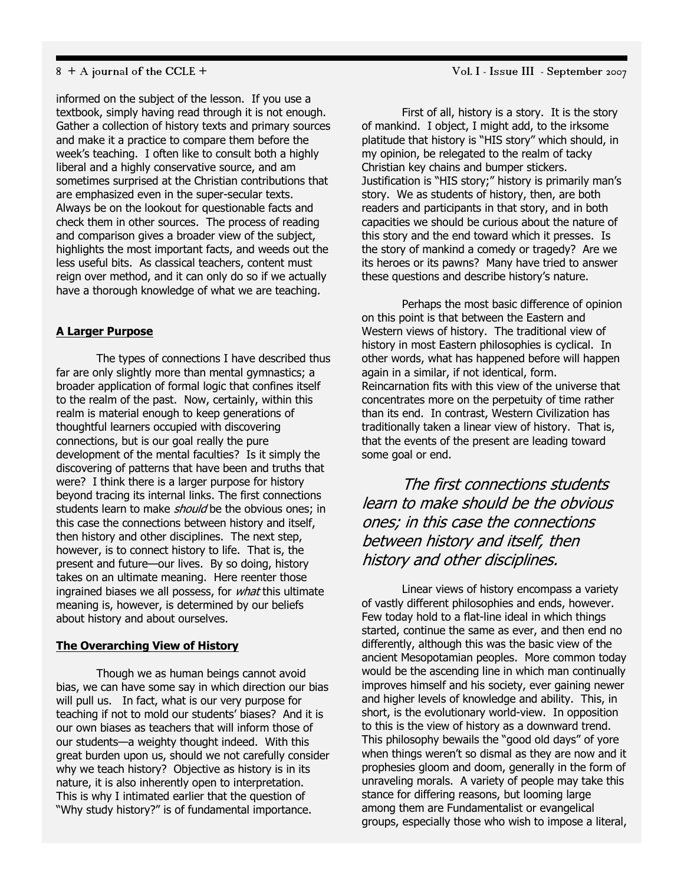informed on the subject of the lesson. If you use a textbook, simply having read through it is not enough. Gather a collection of history texts and primary sources and make it a practice to compare them before the week's teaching. I often like to consult both a highly liberal and a highly conservative source, and am sometimes surprised at the Christian contributions that are emphasized even in the super-secular texts. Always be on the lookout for questionable facts and check them in other sources. The process of reading and comparison gives a broader view of the subject, highlights the most important facts, and weeds out the less useful bits. As classical teachers, content must reign over method, and it can only do so if we actually have a thorough knowledge of what we are teaching.

## A Larger Purpose

The types of connections I have described thus far are only slightly more than mental gymnastics; a broader application of formal logic that confines itself to the realm of the past. Now, certainly, within this realm is material enough to keep generations of thoughtful learners occupied with discovering connections, but is our goal really the pure development of the mental faculties? Is it simply the discovering of patterns that have been and truths that were? I think there is a larger purpose for history beyond tracing its internal links. The first connections students learn to make *should* be the obvious ones; in this case the connections between history and itself, then history and other disciplines. The next step, however, is to connect history to life. That is, the present and future—our lives. By so doing, history takes on an ultimate meaning. Here reenter those ingrained biases we all possess, for *what* this ultimate meaning is, however, is determined by our beliefs about history and about ourselves.

## The Overarching View of History

Though we as human beings cannot avoid bias, we can have some say in which direction our bias will pull us. In fact, what is our very purpose for teaching if not to mold our students' biases? And it is our own biases as teachers that will inform those of our students—a weighty thought indeed. With this great burden upon us, should we not carefully consider why we teach history? Objective as history is in its nature, it is also inherently open to interpretation. This is why I intimated earlier that the question of "Why study history?" is of fundamental importance.

First of all, history is a story. It is the story of mankind. I object, I might add, to the irksome platitude that history is "HIS story" which should, in my opinion, be relegated to the realm of tacky Christian key chains and bumper stickers. Justification is "HIS story;" history is primarily man's story. We as students of history, then, are both readers and participants in that story, and in both capacities we should be curious about the nature of this story and the end toward which it presses. Is the story of mankind a comedy or tragedy? Are we its heroes or its pawns? Many have tried to answer these questions and describe history's nature.

Perhaps the most basic difference of opinion on this point is that between the Eastern and Western views of history. The traditional view of history in most Eastern philosophies is cyclical. In other words, what has happened before will happen again in a similar, if not identical, form. Reincarnation fits with this view of the universe that concentrates more on the perpetuity of time rather than its end. In contrast, Western Civilization has traditionally taken a linear view of history. That is, that the events of the present are leading toward some goal or end.

> *The first connections students learn to make should be the obvious ones; in this case the connections between history and itself, then history and other disciplines.*

Linear views of history encompass a variety of vastly different philosophies and ends, however. Few today hold to a flat-line ideal in which things started, continue the same as ever, and then end no differently, although this was the basic view of the ancient Mesopotamian peoples. More common today would be the ascending line in which man continually improves himself and his society, ever gaining newer and higher levels of knowledge and ability. This, in short, is the evolutionary world-view. In opposition to this is the view of history as a downward trend. This philosophy bewails the "good old days" of yore when things weren't so dismal as they are now and it prophesies gloom and doom, generally in the form of unraveling morals. A variety of people may take this stance for differing reasons, but looming large among them are Fundamentalist or evangelical groups, especially those who wish to impose a literal,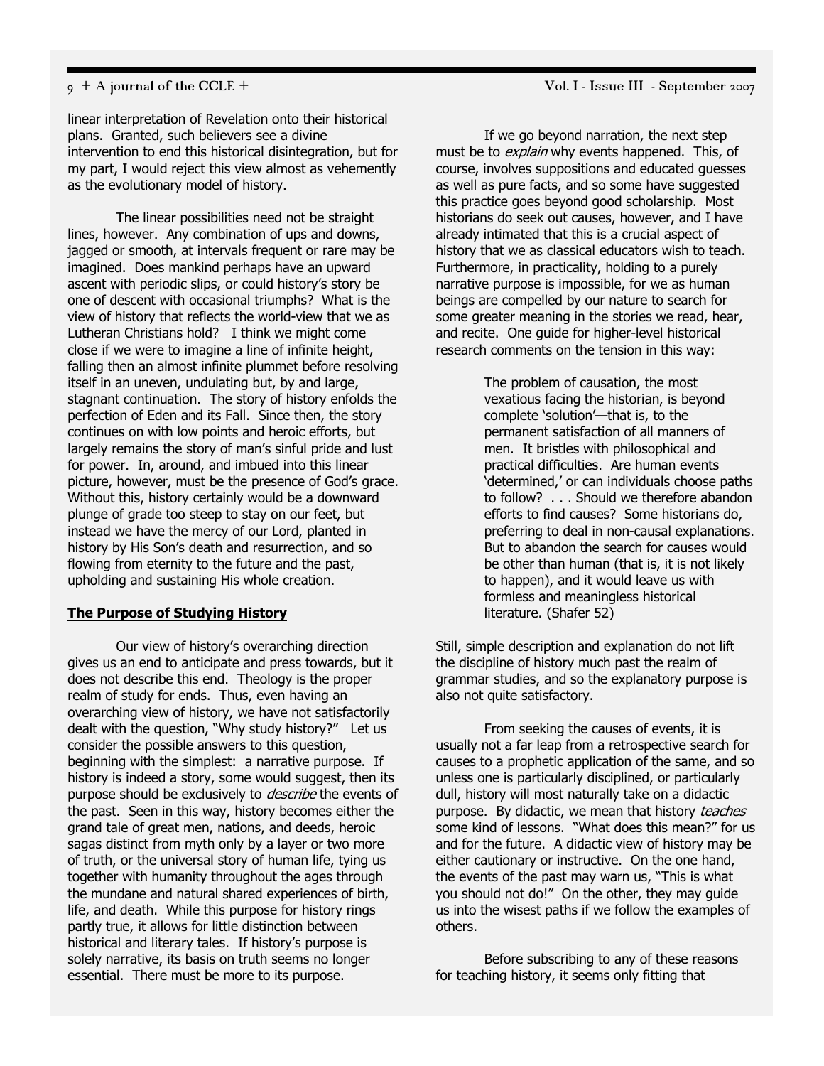linear interpretation of Revelation onto their historical plans. Granted, such believers see a divine intervention to end this historical disintegration, but for my part, I would reject this view almost as vehemently as the evolutionary model of history.

The linear possibilities need not be straight lines, however. Any combination of ups and downs, jagged or smooth, at intervals frequent or rare may be imagined. Does mankind perhaps have an upward ascent with periodic slips, or could history's story be one of descent with occasional triumphs? What is the view of history that reflects the world-view that we as Lutheran Christians hold? I think we might come close if we were to imagine a line of infinite height, falling then an almost infinite plummet before resolving itself in an uneven, undulating but, by and large, stagnant continuation. The story of history enfolds the perfection of Eden and its Fall. Since then, the story continues on with low points and heroic efforts, but largely remains the story of man's sinful pride and lust for power. In, around, and imbued into this linear picture, however, must be the presence of God's grace. Without this, history certainly would be a downward plunge of grade too steep to stay on our feet, but instead we have the mercy of our Lord, planted in history by His Son's death and resurrection, and so flowing from eternity to the future and the past, upholding and sustaining His whole creation.

## The Purpose of Studying History

Our view of history's overarching direction gives us an end to anticipate and press towards, but it does not describe this end. Theology is the proper realm of study for ends. Thus, even having an overarching view of history, we have not satisfactorily dealt with the question, "Why study history?" Let us consider the possible answers to this question, beginning with the simplest: a narrative purpose. If history is indeed a story, some would suggest, then its purpose should be exclusively to *describe* the events of the past. Seen in this way, history becomes either the grand tale of great men, nations, and deeds, heroic sagas distinct from myth only by a layer or two more of truth, or the universal story of human life, tying us together with humanity throughout the ages through the mundane and natural shared experiences of birth, life, and death. While this purpose for history rings partly true, it allows for little distinction between historical and literary tales. If history's purpose is solely narrative, its basis on truth seems no longer essential. There must be more to its purpose.

If we go beyond narration, the next step must be to *explain* why events happened. This, of course, involves suppositions and educated guesses as well as pure facts, and so some have suggested this practice goes beyond good scholarship. Most historians do seek out causes, however, and I have already intimated that this is a crucial aspect of history that we as classical educators wish to teach. Furthermore, in practicality, holding to a purely narrative purpose is impossible, for we as human beings are compelled by our nature to search for some greater meaning in the stories we read, hear, and recite. One guide for higher-level historical research comments on the tension in this way:

> The problem of causation, the most vexatious facing the historian, is beyond complete 'solution'—that is, to the permanent satisfaction of all manners of men. It bristles with philosophical and practical difficulties. Are human events 'determined,' or can individuals choose paths to follow? . . . Should we therefore abandon efforts to find causes? Some historians do, preferring to deal in non-causal explanations. But to abandon the search for causes would be other than human (that is, it is not likely to happen), and it would leave us with formless and meaningless historical literature. (Shafer 52)

Still, simple description and explanation do not lift the discipline of history much past the realm of grammar studies, and so the explanatory purpose is also not quite satisfactory.

From seeking the causes of events, it is usually not a far leap from a retrospective search for causes to a prophetic application of the same, and so unless one is particularly disciplined, or particularly dull, history will most naturally take on a didactic purpose. By didactic, we mean that history *teaches* some kind of lessons. "What does this mean?" for us and for the future. A didactic view of history may be either cautionary or instructive. On the one hand, the events of the past may warn us, "This is what you should not do!" On the other, they may guide us into the wisest paths if we follow the examples of others.

Before subscribing to any of these reasons for teaching history, it seems only fitting that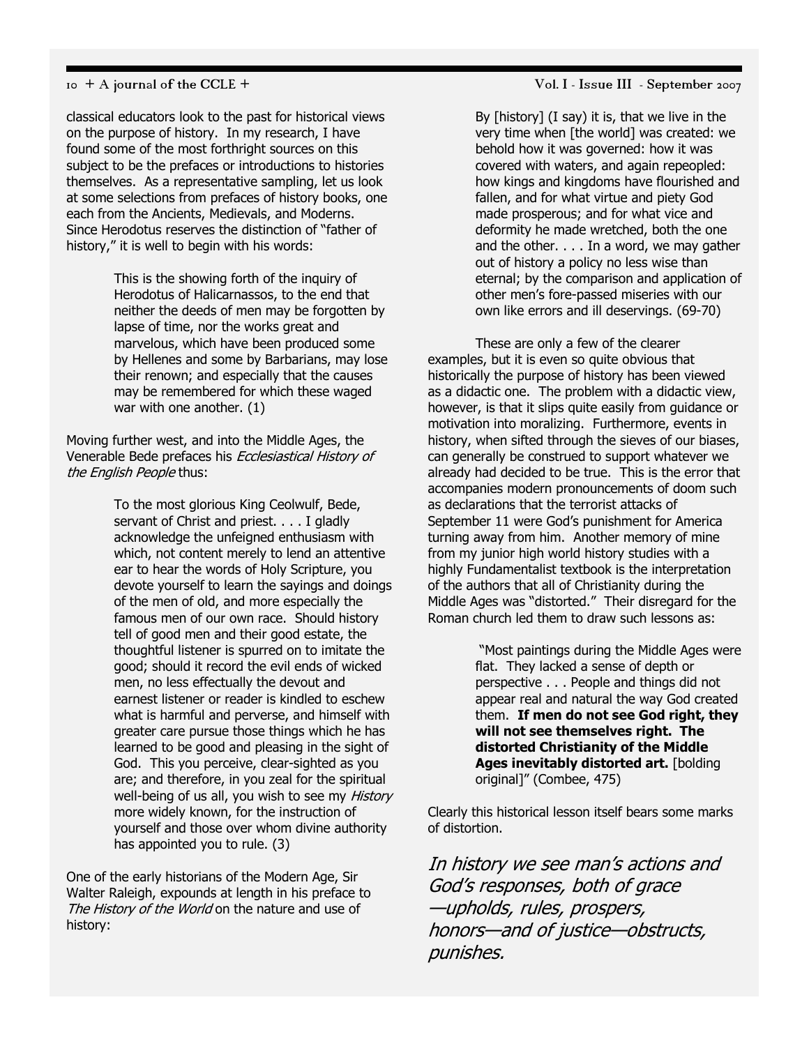classical educators look to the past for historical views on the purpose of history. In my research, I have found some of the most forthright sources on this subject to be the prefaces or introductions to histories themselves. As a representative sampling, let us look at some selections from prefaces of history books, one each from the Ancients, Medievals, and Moderns. Since Herodotus reserves the distinction of "father of history," it is well to begin with his words:

> This is the showing forth of the inquiry of Herodotus of Halicarnassos, to the end that neither the deeds of men may be forgotten by lapse of time, nor the works great and marvelous, which have been produced some by Hellenes and some by Barbarians, may lose their renown; and especially that the causes may be remembered for which these waged war with one another. (1)

Moving further west, and into the Middle Ages, the Venerable Bede prefaces his *Ecclesiastical History of the English People* thus:

> To the most glorious King Ceolwulf, Bede, servant of Christ and priest. . . . I gladly acknowledge the unfeigned enthusiasm with which, not content merely to lend an attentive ear to hear the words of Holy Scripture, you devote yourself to learn the sayings and doings of the men of old, and more especially the famous men of our own race. Should history tell of good men and their good estate, the thoughtful listener is spurred on to imitate the good; should it record the evil ends of wicked men, no less effectually the devout and earnest listener or reader is kindled to eschew what is harmful and perverse, and himself with greater care pursue those things which he has learned to be good and pleasing in the sight of God. This you perceive, clear-sighted as you are; and therefore, in you zeal for the spiritual well-being of us all, you wish to see my *History* more widely known, for the instruction of yourself and those over whom divine authority has appointed you to rule. (3)

One of the early historians of the Modern Age, Sir Walter Raleigh, expounds at length in his preface to *The History of the World* on the nature and use of history:

> By [history] (I say) it is, that we live in the very time when [the world] was created: we behold how it was governed: how it was covered with waters, and again repeopled: how kings and kingdoms have flourished and fallen, and for what virtue and piety God made prosperous; and for what vice and deformity he made wretched, both the one and the other. . . . In a word, we may gather out of history a policy no less wise than eternal; by the comparison and application of other men's fore-passed miseries with our own like errors and ill deservings. (69-70)

These are only a few of the clearer examples, but it is even so quite obvious that historically the purpose of history has been viewed as a didactic one. The problem with a didactic view, however, is that it slips quite easily from guidance or motivation into moralizing. Furthermore, events in history, when sifted through the sieves of our biases, can generally be construed to support whatever we already had decided to be true. This is the error that accompanies modern pronouncements of doom such as declarations that the terrorist attacks of September 11 were God's punishment for America turning away from him. Another memory of mine from my junior high world history studies with a highly Fundamentalist textbook is the interpretation of the authors that all of Christianity during the Middle Ages was "distorted." Their disregard for the Roman church led them to draw such lessons as:

> "Most paintings during the Middle Ages were flat. They lacked a sense of depth or perspective . . . People and things did not appear real and natural the way God created them. **If men do not see God right, they will not see themselves right. The distorted Christianity of the Middle Ages inevitably distorted art.** [bolding original]" (Combee, 475)

Clearly this historical lesson itself bears some marks of distortion.

*In history we see man's actions and God's responses, both of grace—upholds, rules, prospers, honors—and of justice—obstructs, punishes.*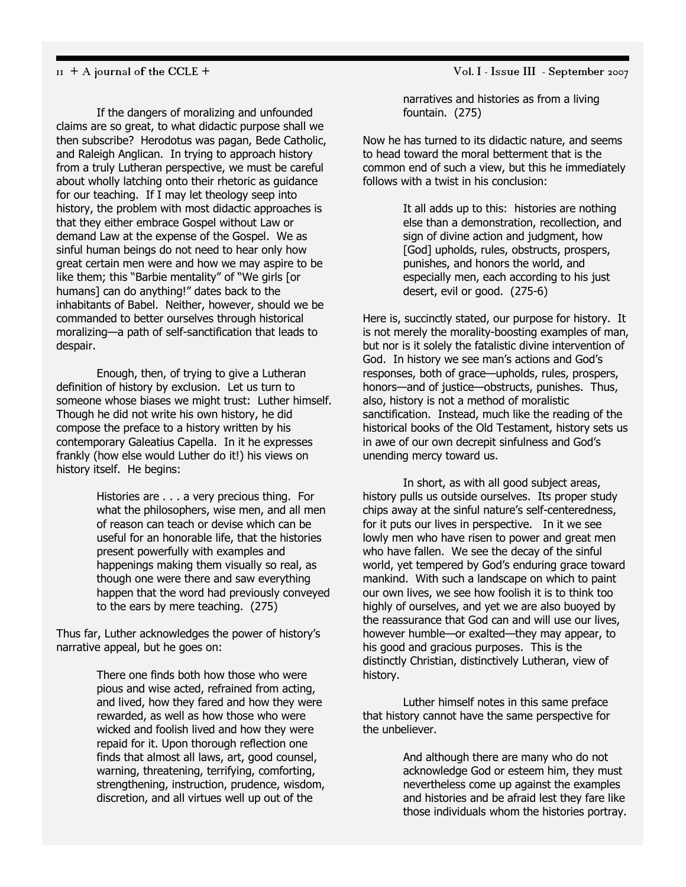If the dangers of moralizing and unfounded claims are so great, to what didactic purpose shall we then subscribe? Herodotus was pagan, Bede Catholic, and Raleigh Anglican. In trying to approach history from a truly Lutheran perspective, we must be careful about wholly latching onto their rhetoric as guidance for our teaching. If I may let theology seep into history, the problem with most didactic approaches is that they either embrace Gospel without Law or demand Law at the expense of the Gospel. We as sinful human beings do not need to hear only how great certain men were and how we may aspire to be like them; this "Barbie mentality" of "We girls [or humans] can do anything!" dates back to the inhabitants of Babel. Neither, however, should we be commanded to better ourselves through historical moralizing—a path of self-sanctification that leads to despair.

Enough, then, of trying to give a Lutheran definition of history by exclusion. Let us turn to someone whose biases we might trust: Luther himself. Though he did not write his own history, he did compose the preface to a history written by his contemporary Galeatius Capella. In it he expresses frankly (how else would Luther do it!) his views on history itself. He begins:

> Histories are . . . a very precious thing. For what the philosophers, wise men, and all men of reason can teach or devise which can be useful for an honorable life, that the histories present powerfully with examples and happenings making them visually so real, as though one were there and saw everything happen that the word had previously conveyed to the ears by mere teaching. (275)

Thus far, Luther acknowledges the power of history's narrative appeal, but he goes on:

> There one finds both how those who were pious and wise acted, refrained from acting, and lived, how they fared and how they were rewarded, as well as how those who were wicked and foolish lived and how they were repaid for it. Upon thorough reflection one finds that almost all laws, art, good counsel, warning, threatening, terrifying, comforting, strengthening, instruction, prudence, wisdom, discretion, and all virtues well up out of the narratives and histories as from a living fountain. (275)

Now he has turned to its didactic nature, and seems to head toward the moral betterment that is the common end of such a view, but this he immediately follows with a twist in his conclusion:

> It all adds up to this: histories are nothing else than a demonstration, recollection, and sign of divine action and judgment, how [God] upholds, rules, obstructs, prospers, punishes, and honors the world, and especially men, each according to his just desert, evil or good. (275-6)

Here is, succinctly stated, our purpose for history. It is not merely the morality-boosting examples of man, but nor is it solely the fatalistic divine intervention of God. In history we see man's actions and God's responses, both of grace—upholds, rules, prospers, honors—and of justice—obstructs, punishes. Thus, also, history is not a method of moralistic sanctification. Instead, much like the reading of the historical books of the Old Testament, history sets us in awe of our own decrepit sinfulness and God's unending mercy toward us.

In short, as with all good subject areas, history pulls us outside ourselves. Its proper study chips away at the sinful nature's self-centeredness, for it puts our lives in perspective. In it we see lowly men who have risen to power and great men who have fallen. We see the decay of the sinful world, yet tempered by God's enduring grace toward mankind. With such a landscape on which to paint our own lives, we see how foolish it is to think too highly of ourselves, and yet we are also buoyed by the reassurance that God can and will use our lives, however humble—or exalted—they may appear, to his good and gracious purposes. This is the distinctly Christian, distinctively Lutheran, view of history.

Luther himself notes in this same preface that history cannot have the same perspective for the unbeliever.

> And although there are many who do not acknowledge God or esteem him, they must nevertheless come up against the examples and histories and be afraid lest they fare like those individuals whom the histories portray.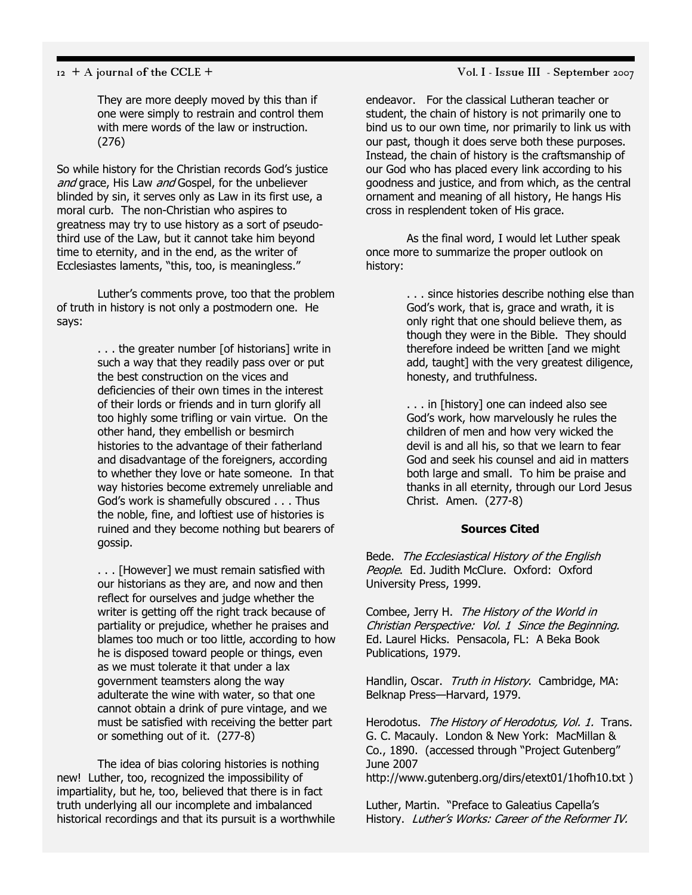They are more deeply moved by this than if one were simply to restrain and control them with mere words of the law or instruction. (276)

So while history for the Christian records God's justice *and* grace, His Law *and* Gospel, for the unbeliever blinded by sin, it serves only as Law in its first use, a moral curb. The non-Christian who aspires to greatness may try to use history as a sort of pseudo-third use of the Law, but it cannot take him beyond time to eternity, and in the end, as the writer of Ecclesiastes laments, "this, too, is meaningless."

Luther's comments prove, too that the problem of truth in history is not only a postmodern one. He says:

> . . . the greater number [of historians] write in such a way that they readily pass over or put the best construction on the vices and deficiencies of their own times in the interest of their lords or friends and in turn glorify all too highly some trifling or vain virtue. On the other hand, they embellish or besmirch histories to the advantage of their fatherland and disadvantage of the foreigners, according to whether they love or hate someone. In that way histories become extremely unreliable and God's work is shamefully obscured . . . Thus the noble, fine, and loftiest use of histories is ruined and they become nothing but bearers of gossip.
>
> . . . [However] we must remain satisfied with our historians as they are, and now and then reflect for ourselves and judge whether the writer is getting off the right track because of partiality or prejudice, whether he praises and blames too much or too little, according to how he is disposed toward people or things, even as we must tolerate it that under a lax government teamsters along the way adulterate the wine with water, so that one cannot obtain a drink of pure vintage, and we must be satisfied with receiving the better part or something out of it. (277-8)

The idea of bias coloring histories is nothing new! Luther, too, recognized the impossibility of impartiality, but he, too, believed that there is in fact truth underlying all our incomplete and imbalanced historical recordings and that its pursuit is a worthwhile endeavor. For the classical Lutheran teacher or student, the chain of history is not primarily one to bind us to our own time, nor primarily to link us with our past, though it does serve both these purposes. Instead, the chain of history is the craftsmanship of our God who has placed every link according to his goodness and justice, and from which, as the central ornament and meaning of all history, He hangs His cross in resplendent token of His grace.

As the final word, I would let Luther speak once more to summarize the proper outlook on history:

> . . . since histories describe nothing else than God's work, that is, grace and wrath, it is only right that one should believe them, as though they were in the Bible. They should therefore indeed be written [and we might add, taught] with the very greatest diligence, honesty, and truthfulness.
>
> . . . in [history] one can indeed also see God's work, how marvelously he rules the children of men and how very wicked the devil is and all his, so that we learn to fear God and seek his counsel and aid in matters both large and small. To him be praise and thanks in all eternity, through our Lord Jesus Christ. Amen. (277-8)

**Sources Cited**

Bede. *The Ecclesiastical History of the English People*. Ed. Judith McClure. Oxford: Oxford University Press, 1999.

Combee, Jerry H. *The History of the World in Christian Perspective: Vol. 1 Since the Beginning.* Ed. Laurel Hicks. Pensacola, FL: A Beka Book Publications, 1979.

Handlin, Oscar. *Truth in History*. Cambridge, MA: Belknap Press—Harvard, 1979.

Herodotus. *The History of Herodotus, Vol. 1.* Trans. G. C. Macauly. London & New York: MacMillan & Co., 1890. (accessed through "Project Gutenberg" June 2007 http://www.gutenberg.org/dirs/etext01/1hofh10.txt )

Luther, Martin. "Preface to Galeatius Capella's History. *Luther's Works: Career of the Reformer IV.*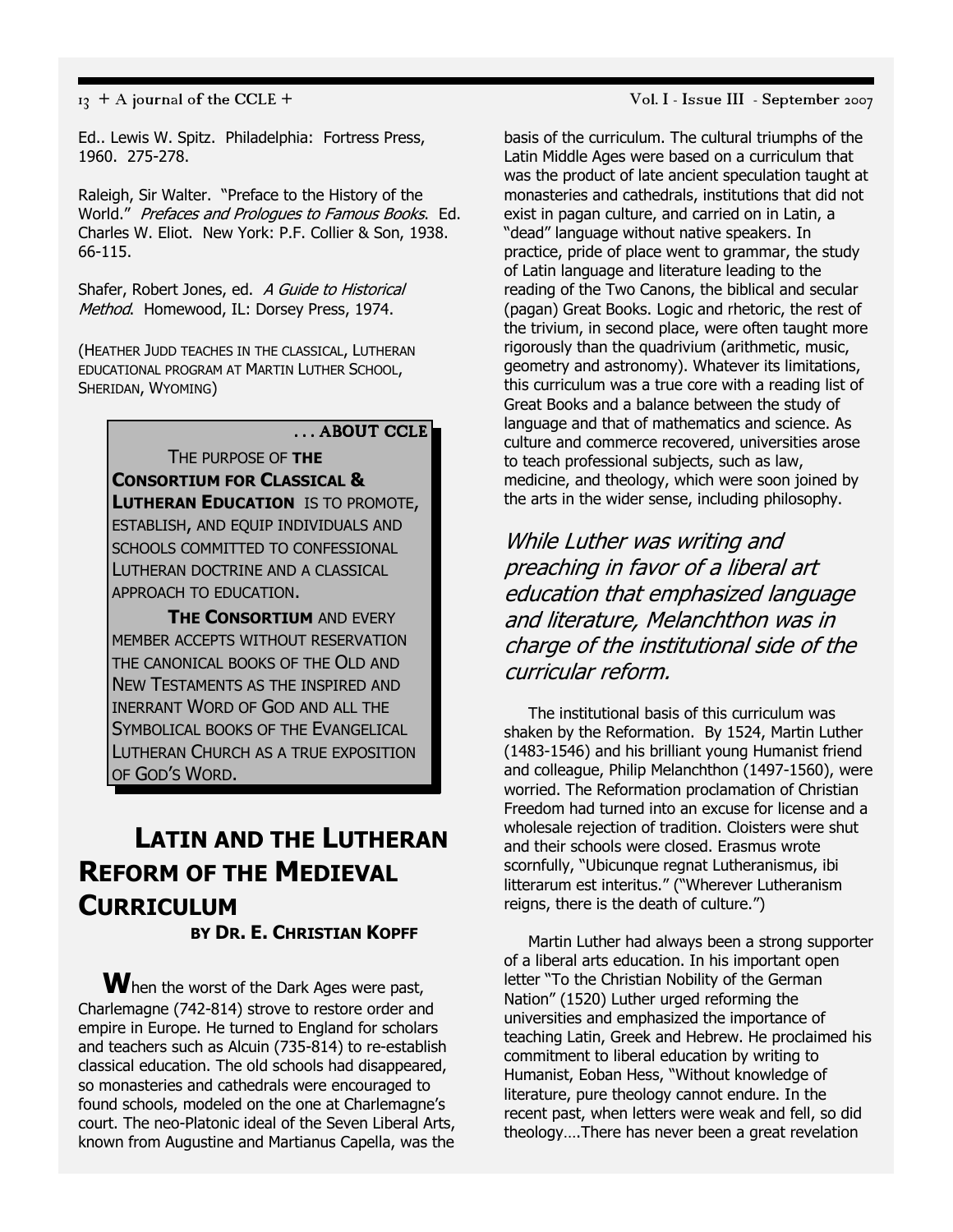Ed.. Lewis W. Spitz. Philadelphia: Fortress Press, 1960. 275-278.

Raleigh, Sir Walter. "Preface to the History of the World." *Prefaces and Prologues to Famous Books*. Ed. Charles W. Eliot. New York: P.F. Collier & Son, 1938. 66-115.

Shafer, Robert Jones, ed. *A Guide to Historical Method*. Homewood, IL: Dorsey Press, 1974.

(Heather Judd teaches in the classical, Lutheran educational program at Martin Luther School, Sheridan, Wyoming)

> **. . . ABOUT CCLE**
>
> The purpose of **the Consortium for Classical & Lutheran Education** is to promote, establish, and equip individuals and schools committed to confessional Lutheran doctrine and a classical approach to education.
>
> **The Consortium** and every member accepts without reservation the canonical books of the Old and New Testaments as the inspired and inerrant Word of God and all the Symbolical books of the Evangelical Lutheran Church as a true exposition of God's Word.

# Latin and the Lutheran Reform of the Medieval Curriculum

**by Dr. E. Christian Kopff**

When the worst of the Dark Ages were past, Charlemagne (742-814) strove to restore order and empire in Europe. He turned to England for scholars and teachers such as Alcuin (735-814) to re-establish classical education. The old schools had disappeared, so monasteries and cathedrals were encouraged to found schools, modeled on the one at Charlemagne's court. The neo-Platonic ideal of the Seven Liberal Arts, known from Augustine and Martianus Capella, was the basis of the curriculum. The cultural triumphs of the Latin Middle Ages were based on a curriculum that was the product of late ancient speculation taught at monasteries and cathedrals, institutions that did not exist in pagan culture, and carried on in Latin, a "dead" language without native speakers. In practice, pride of place went to grammar, the study of Latin language and literature leading to the reading of the Two Canons, the biblical and secular (pagan) Great Books. Logic and rhetoric, the rest of the trivium, in second place, were often taught more rigorously than the quadrivium (arithmetic, music, geometry and astronomy). Whatever its limitations, this curriculum was a true core with a reading list of Great Books and a balance between the study of language and that of mathematics and science. As culture and commerce recovered, universities arose to teach professional subjects, such as law, medicine, and theology, which were soon joined by the arts in the wider sense, including philosophy.

*While Luther was writing and preaching in favor of a liberal art education that emphasized language and literature, Melanchthon was in charge of the institutional side of the curricular reform.*

The institutional basis of this curriculum was shaken by the Reformation. By 1524, Martin Luther (1483-1546) and his brilliant young Humanist friend and colleague, Philip Melanchthon (1497-1560), were worried. The Reformation proclamation of Christian Freedom had turned into an excuse for license and a wholesale rejection of tradition. Cloisters were shut and their schools were closed. Erasmus wrote scornfully, "Ubicunque regnat Lutheranismus, ibi litterarum est interitus." ("Wherever Lutheranism reigns, there is the death of culture.")

Martin Luther had always been a strong supporter of a liberal arts education. In his important open letter "To the Christian Nobility of the German Nation" (1520) Luther urged reforming the universities and emphasized the importance of teaching Latin, Greek and Hebrew. He proclaimed his commitment to liberal education by writing to Humanist, Eoban Hess, "Without knowledge of literature, pure theology cannot endure. In the recent past, when letters were weak and fell, so did theology….There has never been a great revelation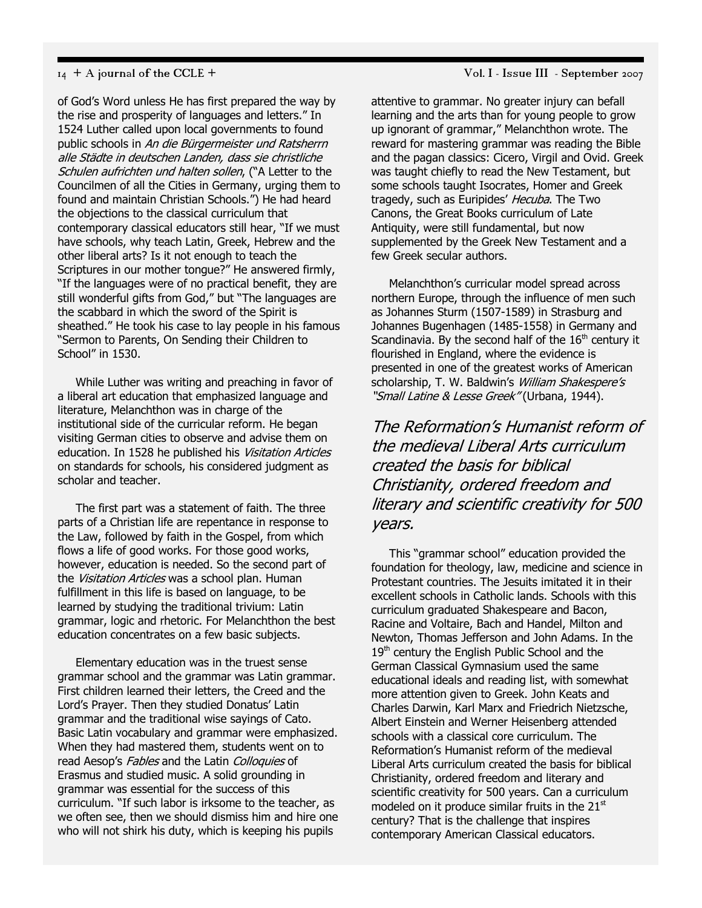of God's Word unless He has first prepared the way by the rise and prosperity of languages and letters." In 1524 Luther called upon local governments to found public schools in *An die Bürgermeister und Ratsherrn alle Städte in deutschen Landen, dass sie christliche Schulen aufrichten und halten sollen*, ("A Letter to the Councilmen of all the Cities in Germany, urging them to found and maintain Christian Schools.") He had heard the objections to the classical curriculum that contemporary classical educators still hear, "If we must have schools, why teach Latin, Greek, Hebrew and the other liberal arts? Is it not enough to teach the Scriptures in our mother tongue?" He answered firmly, "If the languages were of no practical benefit, they are still wonderful gifts from God," but "The languages are the scabbard in which the sword of the Spirit is sheathed." He took his case to lay people in his famous "Sermon to Parents, On Sending their Children to School" in 1530.

While Luther was writing and preaching in favor of a liberal art education that emphasized language and literature, Melanchthon was in charge of the institutional side of the curricular reform. He began visiting German cities to observe and advise them on education. In 1528 he published his *Visitation Articles* on standards for schools, his considered judgment as scholar and teacher.

The first part was a statement of faith. The three parts of a Christian life are repentance in response to the Law, followed by faith in the Gospel, from which flows a life of good works. For those good works, however, education is needed. So the second part of the *Visitation Articles* was a school plan. Human fulfillment in this life is based on language, to be learned by studying the traditional trivium: Latin grammar, logic and rhetoric. For Melanchthon the best education concentrates on a few basic subjects.

Elementary education was in the truest sense grammar school and the grammar was Latin grammar. First children learned their letters, the Creed and the Lord's Prayer. Then they studied Donatus' Latin grammar and the traditional wise sayings of Cato. Basic Latin vocabulary and grammar were emphasized. When they had mastered them, students went on to read Aesop's *Fables* and the Latin *Colloquies* of Erasmus and studied music. A solid grounding in grammar was essential for the success of this curriculum. "If such labor is irksome to the teacher, as we often see, then we should dismiss him and hire one who will not shirk his duty, which is keeping his pupils attentive to grammar. No greater injury can befall learning and the arts than for young people to grow up ignorant of grammar," Melanchthon wrote. The reward for mastering grammar was reading the Bible and the pagan classics: Cicero, Virgil and Ovid. Greek was taught chiefly to read the New Testament, but some schools taught Isocrates, Homer and Greek tragedy, such as Euripides' *Hecuba*. The Two Canons, the Great Books curriculum of Late Antiquity, were still fundamental, but now supplemented by the Greek New Testament and a few Greek secular authors.

Melanchthon's curricular model spread across northern Europe, through the influence of men such as Johannes Sturm (1507-1589) in Strasburg and Johannes Bugenhagen (1485-1558) in Germany and Scandinavia. By the second half of the 16th century it flourished in England, where the evidence is presented in one of the greatest works of American scholarship, T. W. Baldwin's *William Shakespere's "Small Latine & Lesse Greek"* (Urbana, 1944).

> *The Reformation's Humanist reform of the medieval Liberal Arts curriculum created the basis for biblical Christianity, ordered freedom and literary and scientific creativity for 500 years.*

This "grammar school" education provided the foundation for theology, law, medicine and science in Protestant countries. The Jesuits imitated it in their excellent schools in Catholic lands. Schools with this curriculum graduated Shakespeare and Bacon, Racine and Voltaire, Bach and Handel, Milton and Newton, Thomas Jefferson and John Adams. In the 19th century the English Public School and the German Classical Gymnasium used the same educational ideals and reading list, with somewhat more attention given to Greek. John Keats and Charles Darwin, Karl Marx and Friedrich Nietzsche, Albert Einstein and Werner Heisenberg attended schools with a classical core curriculum. The Reformation's Humanist reform of the medieval Liberal Arts curriculum created the basis for biblical Christianity, ordered freedom and literary and scientific creativity for 500 years. Can a curriculum modeled on it produce similar fruits in the 21st century? That is the challenge that inspires contemporary American Classical educators.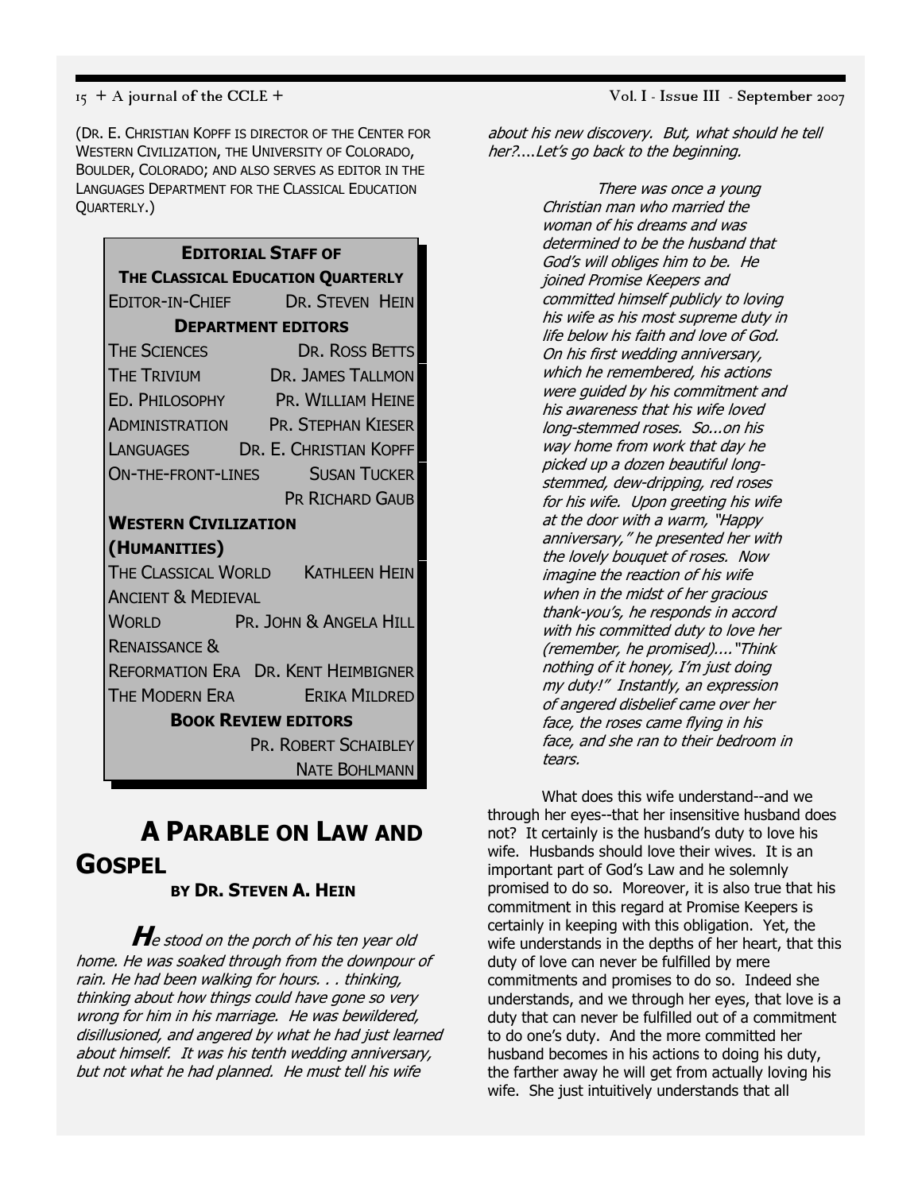(DR. E. CHRISTIAN KOPFF IS DIRECTOR OF THE CENTER FOR WESTERN CIVILIZATION, THE UNIVERSITY OF COLORADO, BOULDER, COLORADO; AND ALSO SERVES AS EDITOR IN THE LANGUAGES DEPARTMENT FOR THE CLASSICAL EDUCATION QUARTERLY.)

| **EDITORIAL STAFF OF THE CLASSICAL EDUCATION QUARTERLY** | |
|---|---|
| EDITOR-IN-CHIEF | DR. STEVEN HEIN |
| **DEPARTMENT EDITORS** | |
| THE SCIENCES | DR. ROSS BETTS |
| THE TRIVIUM | DR. JAMES TALLMON |
| ED. PHILOSOPHY | PR. WILLIAM HEINE |
| ADMINISTRATION | PR. STEPHAN KIESER |
| LANGUAGES | DR. E. CHRISTIAN KOPFF |
| ON-THE-FRONT-LINES | SUSAN TUCKER |
| | PR RICHARD GAUB |
| **WESTERN CIVILIZATION (HUMANITIES)** | |
| THE CLASSICAL WORLD | KATHLEEN HEIN |
| ANCIENT & MEDIEVAL WORLD | PR. JOHN & ANGELA HILL |
| RENAISSANCE & REFORMATION ERA | DR. KENT HEIMBIGNER |
| THE MODERN ERA | ERIKA MILDRED |
| **BOOK REVIEW EDITORS** | |
| | PR. ROBERT SCHAIBLEY |
| | NATE BOHLMANN |

# A PARABLE ON LAW AND GOSPEL

**BY DR. STEVEN A. HEIN**

*He stood on the porch of his ten year old home. He was soaked through from the downpour of rain. He had been walking for hours. . . thinking, thinking about how things could have gone so very wrong for him in his marriage. He was bewildered, disillusioned, and angered by what he had just learned about himself. It was his tenth wedding anniversary, but not what he had planned. He must tell his wife about his new discovery. But, what should he tell her?....Let's go back to the beginning.*

> *There was once a young Christian man who married the woman of his dreams and was determined to be the husband that God's will obliges him to be. He joined Promise Keepers and committed himself publicly to loving his wife as his most supreme duty in life below his faith and love of God. On his first wedding anniversary, which he remembered, his actions were guided by his commitment and his awareness that his wife loved long-stemmed roses. So...on his way home from work that day he picked up a dozen beautiful long-stemmed, dew-dripping, red roses for his wife. Upon greeting his wife at the door with a warm, "Happy anniversary," he presented her with the lovely bouquet of roses. Now imagine the reaction of his wife when in the midst of her gracious thank-you's, he responds in accord with his committed duty to love her (remember, he promised)...."Think nothing of it honey, I'm just doing my duty!" Instantly, an expression of angered disbelief came over her face, the roses came flying in his face, and she ran to their bedroom in tears.*

What does this wife understand--and we through her eyes--that her insensitive husband does not? It certainly is the husband's duty to love his wife. Husbands should love their wives. It is an important part of God's Law and he solemnly promised to do so. Moreover, it is also true that his commitment in this regard at Promise Keepers is certainly in keeping with this obligation. Yet, the wife understands in the depths of her heart, that this duty of love can never be fulfilled by mere commitments and promises to do so. Indeed she understands, and we through her eyes, that love is a duty that can never be fulfilled out of a commitment to do one's duty. And the more committed her husband becomes in his actions to doing his duty, the farther away he will get from actually loving his wife. She just intuitively understands that all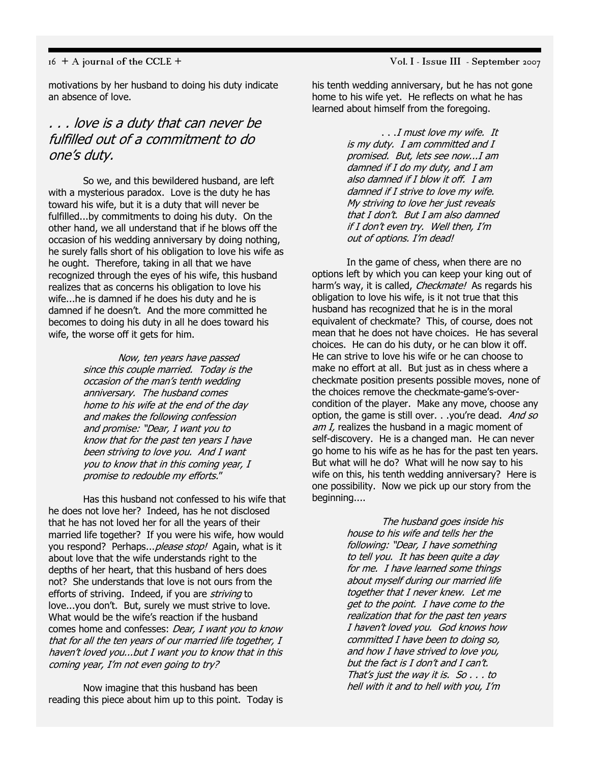motivations by her husband to doing his duty indicate an absence of love.

*. . . love is a duty that can never be fulfilled out of a commitment to do one's duty.*

So we, and this bewildered husband, are left with a mysterious paradox. Love is the duty he has toward his wife, but it is a duty that will never be fulfilled...by commitments to doing his duty. On the other hand, we all understand that if he blows off the occasion of his wedding anniversary by doing nothing, he surely falls short of his obligation to love his wife as he ought. Therefore, taking in all that we have recognized through the eyes of his wife, this husband realizes that as concerns his obligation to love his wife...he is damned if he does his duty and he is damned if he doesn't. And the more committed he becomes to doing his duty in all he does toward his wife, the worse off it gets for him.

> *Now, ten years have passed since this couple married. Today is the occasion of the man's tenth wedding anniversary. The husband comes home to his wife at the end of the day and makes the following confession and promise: "Dear, I want you to know that for the past ten years I have been striving to love you. And I want you to know that in this coming year, I promise to redouble my efforts."*

Has this husband not confessed to his wife that he does not love her? Indeed, has he not disclosed that he has not loved her for all the years of their married life together? If you were his wife, how would you respond? Perhaps...*please stop!* Again, what is it about love that the wife understands right to the depths of her heart, that this husband of hers does not? She understands that love is not ours from the efforts of striving. Indeed, if you are *striving* to love...you don't. But, surely we must strive to love. What would be the wife's reaction if the husband comes home and confesses: *Dear, I want you to know that for all the ten years of our married life together, I haven't loved you...but I want you to know that in this coming year, I'm not even going to try?*

Now imagine that this husband has been reading this piece about him up to this point. Today is his tenth wedding anniversary, but he has not gone home to his wife yet. He reflects on what he has learned about himself from the foregoing.

> *. . .I must love my wife. It is my duty. I am committed and I promised. But, lets see now...I am damned if I do my duty, and I am also damned if I blow it off. I am damned if I strive to love my wife. My striving to love her just reveals that I don't. But I am also damned if I don't even try. Well then, I'm out of options. I'm dead!*

In the game of chess, when there are no options left by which you can keep your king out of harm's way, it is called, *Checkmate!* As regards his obligation to love his wife, is it not true that this husband has recognized that he is in the moral equivalent of checkmate? This, of course, does not mean that he does not have choices. He has several choices. He can do his duty, or he can blow it off. He can strive to love his wife or he can choose to make no effort at all. But just as in chess where a checkmate position presents possible moves, none of the choices remove the checkmate-game's-over-condition of the player. Make any move, choose any option, the game is still over. . .you're dead. *And so am I,* realizes the husband in a magic moment of self-discovery. He is a changed man. He can never go home to his wife as he has for the past ten years. But what will he do? What will he now say to his wife on this, his tenth wedding anniversary? Here is one possibility. Now we pick up our story from the beginning....

> *The husband goes inside his house to his wife and tells her the following: "Dear, I have something to tell you. It has been quite a day for me. I have learned some things about myself during our married life together that I never knew. Let me get to the point. I have come to the realization that for the past ten years I haven't loved you. God knows how committed I have been to doing so, and how I have strived to love you, but the fact is I don't and I can't. That's just the way it is. So . . . to hell with it and to hell with you, I'm*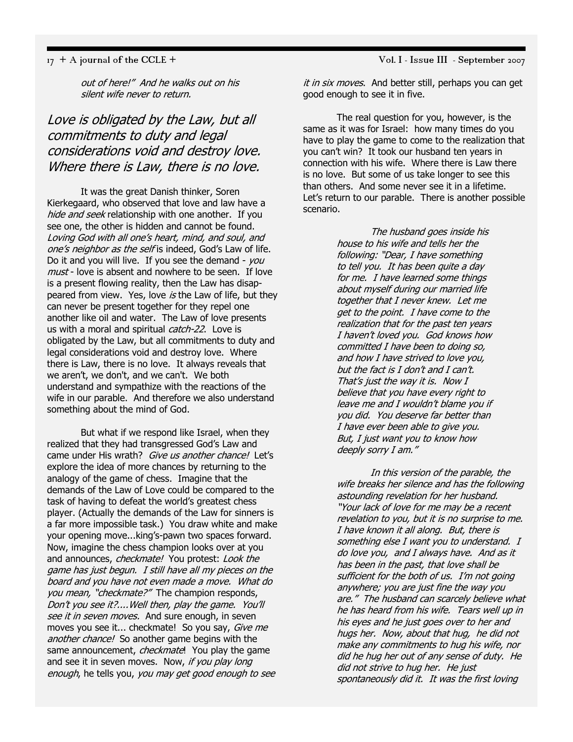*out of here!" And he walks out on his silent wife never to return.*

*Love is obligated by the Law, but all commitments to duty and legal considerations void and destroy love. Where there is Law, there is no love.*

It was the great Danish thinker, Soren Kierkegaard, who observed that love and law have a *hide and seek* relationship with one another. If you see one, the other is hidden and cannot be found. *Loving God with all one's heart, mind, and soul, and one's neighbor as the self* is indeed, God's Law of life. Do it and you will live. If you see the demand - *you must* - love is absent and nowhere to be seen. If love is a present flowing reality, then the Law has disappeared from view. Yes, love *is* the Law of life, but they can never be present together for they repel one another like oil and water. The Law of love presents us with a moral and spiritual *catch-22*. Love is obligated by the Law, but all commitments to duty and legal considerations void and destroy love. Where there is Law, there is no love. It always reveals that we aren't, we don't, and we can't. We both understand and sympathize with the reactions of the wife in our parable. And therefore we also understand something about the mind of God.

But what if we respond like Israel, when they realized that they had transgressed God's Law and came under His wrath? *Give us another chance!* Let's explore the idea of more chances by returning to the analogy of the game of chess. Imagine that the demands of the Law of Love could be compared to the task of having to defeat the world's greatest chess player. (Actually the demands of the Law for sinners is a far more impossible task.) You draw white and make your opening move...king's-pawn two spaces forward. Now, imagine the chess champion looks over at you and announces, *checkmate!* You protest: *Look the game has just begun. I still have all my pieces on the board and you have not even made a move. What do you mean, "checkmate?"* The champion responds, *Don't you see it?....Well then, play the game. You'll see it in seven moves.* And sure enough, in seven moves you see it... checkmate! So you say, *Give me another chance!* So another game begins with the same announcement, *checkmate*! You play the game and see it in seven moves. Now, *if you play long enough*, he tells you, *you may get good enough to see it in six moves*. And better still, perhaps you can get good enough to see it in five.

The real question for you, however, is the same as it was for Israel: how many times do you have to play the game to come to the realization that you can't win? It took our husband ten years in connection with his wife. Where there is Law there is no love. But some of us take longer to see this than others. And some never see it in a lifetime. Let's return to our parable. There is another possible scenario.

> *The husband goes inside his house to his wife and tells her the following: "Dear, I have something to tell you. It has been quite a day for me. I have learned some things about myself during our married life together that I never knew. Let me get to the point. I have come to the realization that for the past ten years I haven't loved you. God knows how committed I have been to doing so, and how I have strived to love you, but the fact is I don't and I can't. That's just the way it is. Now I believe that you have every right to leave me and I wouldn't blame you if you did. You deserve far better than I have ever been able to give you. But, I just want you to know how deeply sorry I am."*
>
> *In this version of the parable, the wife breaks her silence and has the following astounding revelation for her husband. "Your lack of love for me may be a recent revelation to you, but it is no surprise to me. I have known it all along. But, there is something else I want you to understand. I do love you, and I always have. And as it has been in the past, that love shall be sufficient for the both of us. I'm not going anywhere; you are just fine the way you are." The husband can scarcely believe what he has heard from his wife. Tears well up in his eyes and he just goes over to her and hugs her. Now, about that hug, he did not make any commitments to hug his wife, nor did he hug her out of any sense of duty. He did not strive to hug her. He just spontaneously did it. It was the first loving*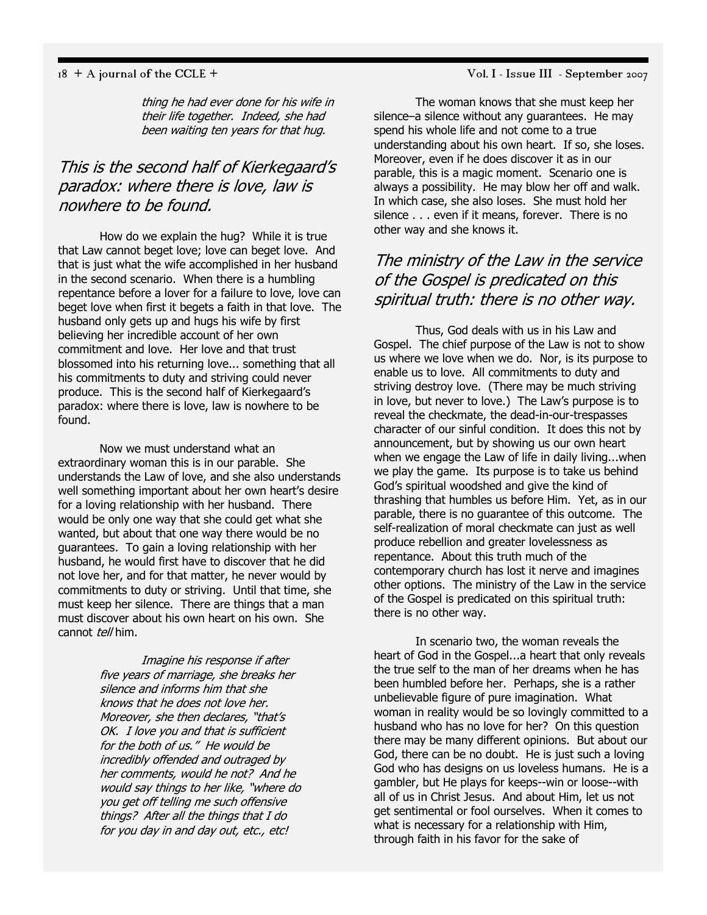*thing he had ever done for his wife in their life together. Indeed, she had been waiting ten years for that hug.*

## *This is the second half of Kierkegaard's paradox: where there is love, law is nowhere to be found.*

How do we explain the hug? While it is true that Law cannot beget love; love can beget love. And that is just what the wife accomplished in her husband in the second scenario. When there is a humbling repentance before a lover for a failure to love, love can beget love when first it begets a faith in that love. The husband only gets up and hugs his wife by first believing her incredible account of her own commitment and love. Her love and that trust blossomed into his returning love... something that all his commitments to duty and striving could never produce. This is the second half of Kierkegaard's paradox: where there is love, law is nowhere to be found.

Now we must understand what an extraordinary woman this is in our parable. She understands the Law of love, and she also understands well something important about her own heart's desire for a loving relationship with her husband. There would be only one way that she could get what she wanted, but about that one way there would be no guarantees. To gain a loving relationship with her husband, he would first have to discover that he did not love her, and for that matter, he never would by commitments to duty or striving. Until that time, she must keep her silence. There are things that a man must discover about his own heart on his own. She cannot *tell* him.

> *Imagine his response if after five years of marriage, she breaks her silence and informs him that she knows that he does not love her. Moreover, she then declares, "that's OK. I love you and that is sufficient for the both of us." He would be incredibly offended and outraged by her comments, would he not? And he would say things to her like, "where do you get off telling me such offensive things? After all the things that I do for you day in and day out, etc., etc!*

The woman knows that she must keep her silence–a silence without any guarantees. He may spend his whole life and not come to a true understanding about his own heart. If so, she loses. Moreover, even if he does discover it as in our parable, this is a magic moment. Scenario one is always a possibility. He may blow her off and walk. In which case, she also loses. She must hold her silence . . . even if it means, forever. There is no other way and she knows it.

## *The ministry of the Law in the service of the Gospel is predicated on this spiritual truth: there is no other way.*

Thus, God deals with us in his Law and Gospel. The chief purpose of the Law is not to show us where we love when we do. Nor, is its purpose to enable us to love. All commitments to duty and striving destroy love. (There may be much striving in love, but never to love.) The Law's purpose is to reveal the checkmate, the dead-in-our-trespasses character of our sinful condition. It does this not by announcement, but by showing us our own heart when we engage the Law of life in daily living...when we play the game. Its purpose is to take us behind God's spiritual woodshed and give the kind of thrashing that humbles us before Him. Yet, as in our parable, there is no guarantee of this outcome. The self-realization of moral checkmate can just as well produce rebellion and greater lovelessness as repentance. About this truth much of the contemporary church has lost it nerve and imagines other options. The ministry of the Law in the service of the Gospel is predicated on this spiritual truth: there is no other way.

In scenario two, the woman reveals the heart of God in the Gospel...a heart that only reveals the true self to the man of her dreams when he has been humbled before her. Perhaps, she is a rather unbelievable figure of pure imagination. What woman in reality would be so lovingly committed to a husband who has no love for her? On this question there may be many different opinions. But about our God, there can be no doubt. He is just such a loving God who has designs on us loveless humans. He is a gambler, but He plays for keeps--win or loose--with all of us in Christ Jesus. And about Him, let us not get sentimental or fool ourselves. When it comes to what is necessary for a relationship with Him, through faith in his favor for the sake of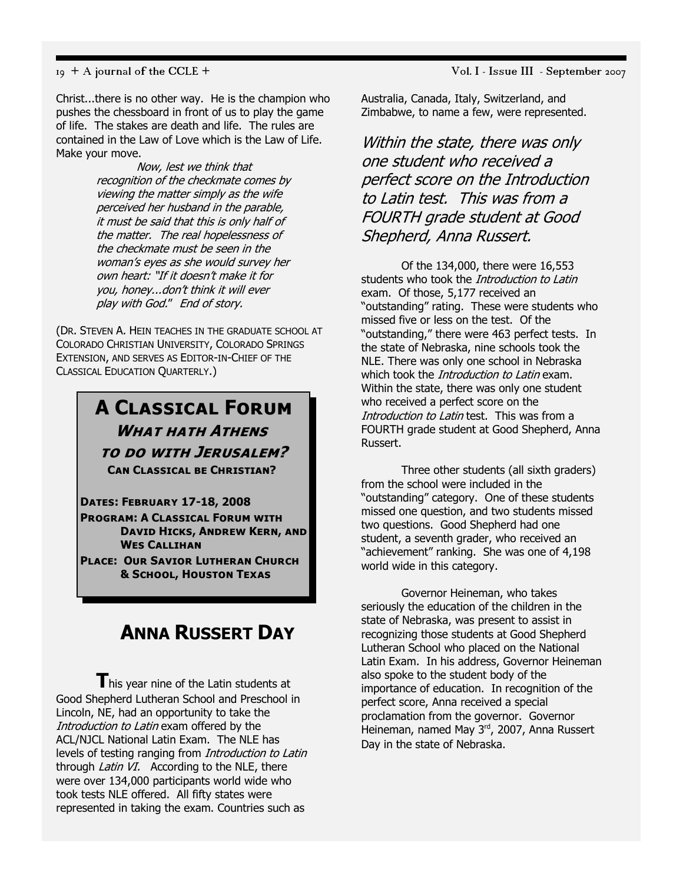Christ...there is no other way. He is the champion who pushes the chessboard in front of us to play the game of life. The stakes are death and life. The rules are contained in the Law of Love which is the Law of Life. Make your move.

> *Now, lest we think that recognition of the checkmate comes by viewing the matter simply as the wife perceived her husband in the parable, it must be said that this is only half of the matter. The real hopelessness of the checkmate must be seen in the woman's eyes as she would survey her own heart: "If it doesn't make it for you, honey...don't think it will ever play with God." End of story.*

(Dr. Steven A. Hein teaches in the graduate school at Colorado Christian University, Colorado Springs Extension, and serves as Editor-in-Chief of the Classical Education Quarterly.)

> **A Classical Forum**
> ***What hath Athens to do with Jerusalem?***
> **Can Classical be Christian?**
>
> **Dates: February 17-18, 2008**
> **Program: A Classical Forum with David Hicks, Andrew Kern, and Wes Callihan**
> **Place: Our Savior Lutheran Church & School, Houston Texas**

## Anna Russert Day

This year nine of the Latin students at Good Shepherd Lutheran School and Preschool in Lincoln, NE, had an opportunity to take the *Introduction to Latin* exam offered by the ACL/NJCL National Latin Exam. The NLE has levels of testing ranging from *Introduction to Latin* through *Latin VI.* According to the NLE, there were over 134,000 participants world wide who took tests NLE offered. All fifty states were represented in taking the exam. Countries such as Australia, Canada, Italy, Switzerland, and Zimbabwe, to name a few, were represented.

> *Within the state, there was only one student who received a perfect score on the Introduction to Latin test. This was from a FOURTH grade student at Good Shepherd, Anna Russert.*

Of the 134,000, there were 16,553 students who took the *Introduction to Latin* exam. Of those, 5,177 received an "outstanding" rating. These were students who missed five or less on the test. Of the "outstanding," there were 463 perfect tests. In the state of Nebraska, nine schools took the NLE. There was only one school in Nebraska which took the *Introduction to Latin* exam. Within the state, there was only one student who received a perfect score on the *Introduction to Latin* test. This was from a FOURTH grade student at Good Shepherd, Anna Russert.

Three other students (all sixth graders) from the school were included in the "outstanding" category. One of these students missed one question, and two students missed two questions. Good Shepherd had one student, a seventh grader, who received an "achievement" ranking. She was one of 4,198 world wide in this category.

Governor Heineman, who takes seriously the education of the children in the state of Nebraska, was present to assist in recognizing those students at Good Shepherd Lutheran School who placed on the National Latin Exam. In his address, Governor Heineman also spoke to the student body of the importance of education. In recognition of the perfect score, Anna received a special proclamation from the governor. Governor Heineman, named May 3rd, 2007, Anna Russert Day in the state of Nebraska.